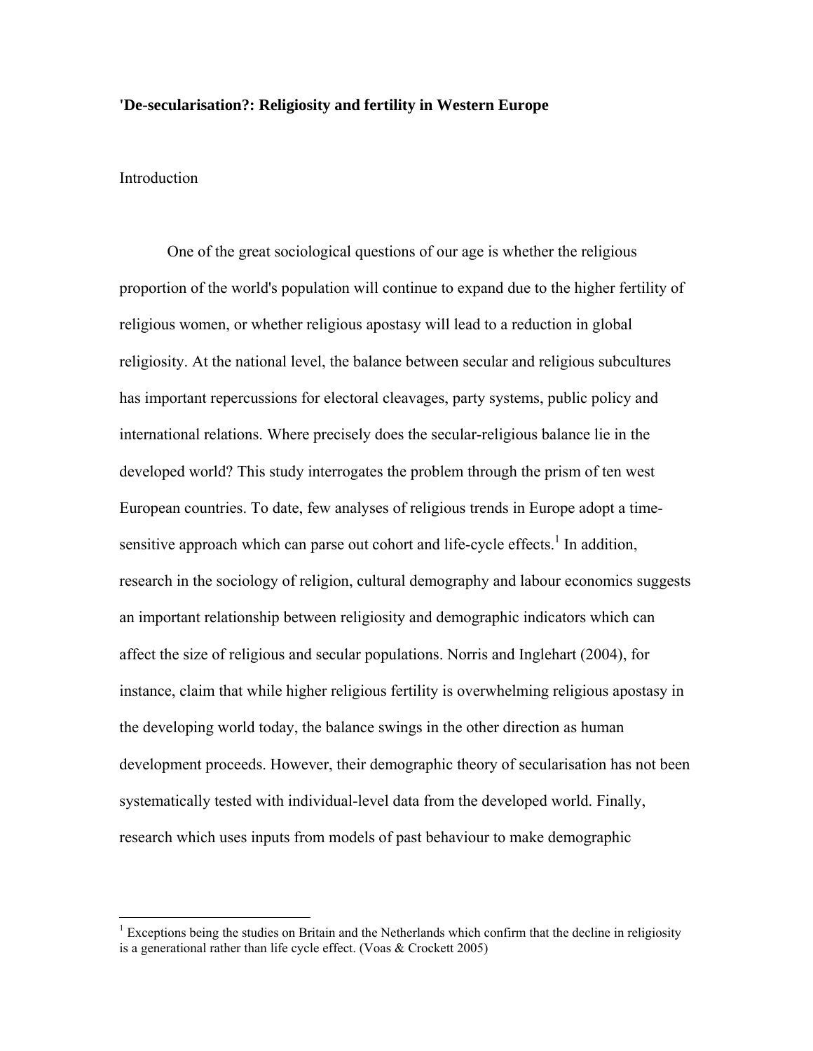**'De-secularisation?: Religiosity and fertility in Western Europe**

Introduction

One of the great sociological questions of our age is whether the religious proportion of the world's population will continue to expand due to the higher fertility of religious women, or whether religious apostasy will lead to a reduction in global religiosity. At the national level, the balance between secular and religious subcultures has important repercussions for electoral cleavages, party systems, public policy and international relations. Where precisely does the secular-religious balance lie in the developed world? This study interrogates the problem through the prism of ten west European countries. To date, few analyses of religious trends in Europe adopt a time-sensitive approach which can parse out cohort and life-cycle effects.[1] In addition, research in the sociology of religion, cultural demography and labour economics suggests an important relationship between religiosity and demographic indicators which can affect the size of religious and secular populations. Norris and Inglehart (2004), for instance, claim that while higher religious fertility is overwhelming religious apostasy in the developing world today, the balance swings in the other direction as human development proceeds. However, their demographic theory of secularisation has not been systematically tested with individual-level data from the developed world. Finally, research which uses inputs from models of past behaviour to make demographic

[1] Exceptions being the studies on Britain and the Netherlands which confirm that the decline in religiosity is a generational rather than life cycle effect. (Voas & Crockett 2005)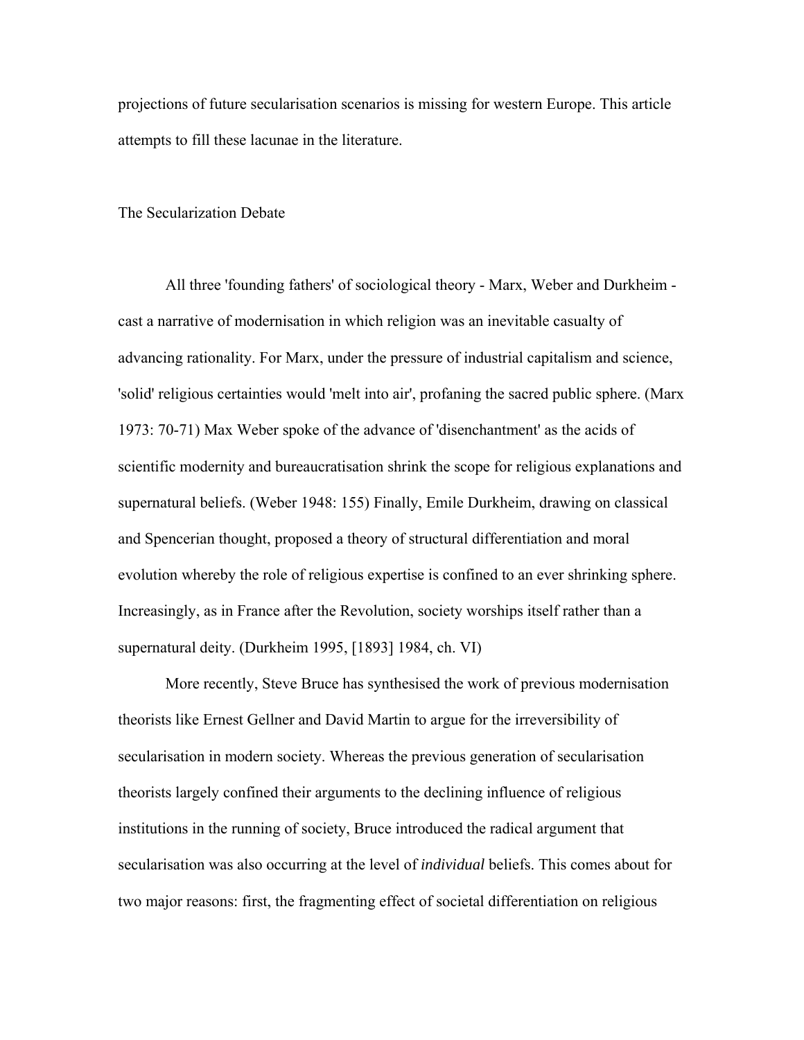projections of future secularisation scenarios is missing for western Europe. This article attempts to fill these lacunae in the literature.

## The Secularization Debate

All three 'founding fathers' of sociological theory - Marx, Weber and Durkheim - cast a narrative of modernisation in which religion was an inevitable casualty of advancing rationality. For Marx, under the pressure of industrial capitalism and science, 'solid' religious certainties would 'melt into air', profaning the sacred public sphere. (Marx 1973: 70-71) Max Weber spoke of the advance of 'disenchantment' as the acids of scientific modernity and bureaucratisation shrink the scope for religious explanations and supernatural beliefs. (Weber 1948: 155) Finally, Emile Durkheim, drawing on classical and Spencerian thought, proposed a theory of structural differentiation and moral evolution whereby the role of religious expertise is confined to an ever shrinking sphere. Increasingly, as in France after the Revolution, society worships itself rather than a supernatural deity. (Durkheim 1995, [1893] 1984, ch. VI)

More recently, Steve Bruce has synthesised the work of previous modernisation theorists like Ernest Gellner and David Martin to argue for the irreversibility of secularisation in modern society. Whereas the previous generation of secularisation theorists largely confined their arguments to the declining influence of religious institutions in the running of society, Bruce introduced the radical argument that secularisation was also occurring at the level of *individual* beliefs. This comes about for two major reasons: first, the fragmenting effect of societal differentiation on religious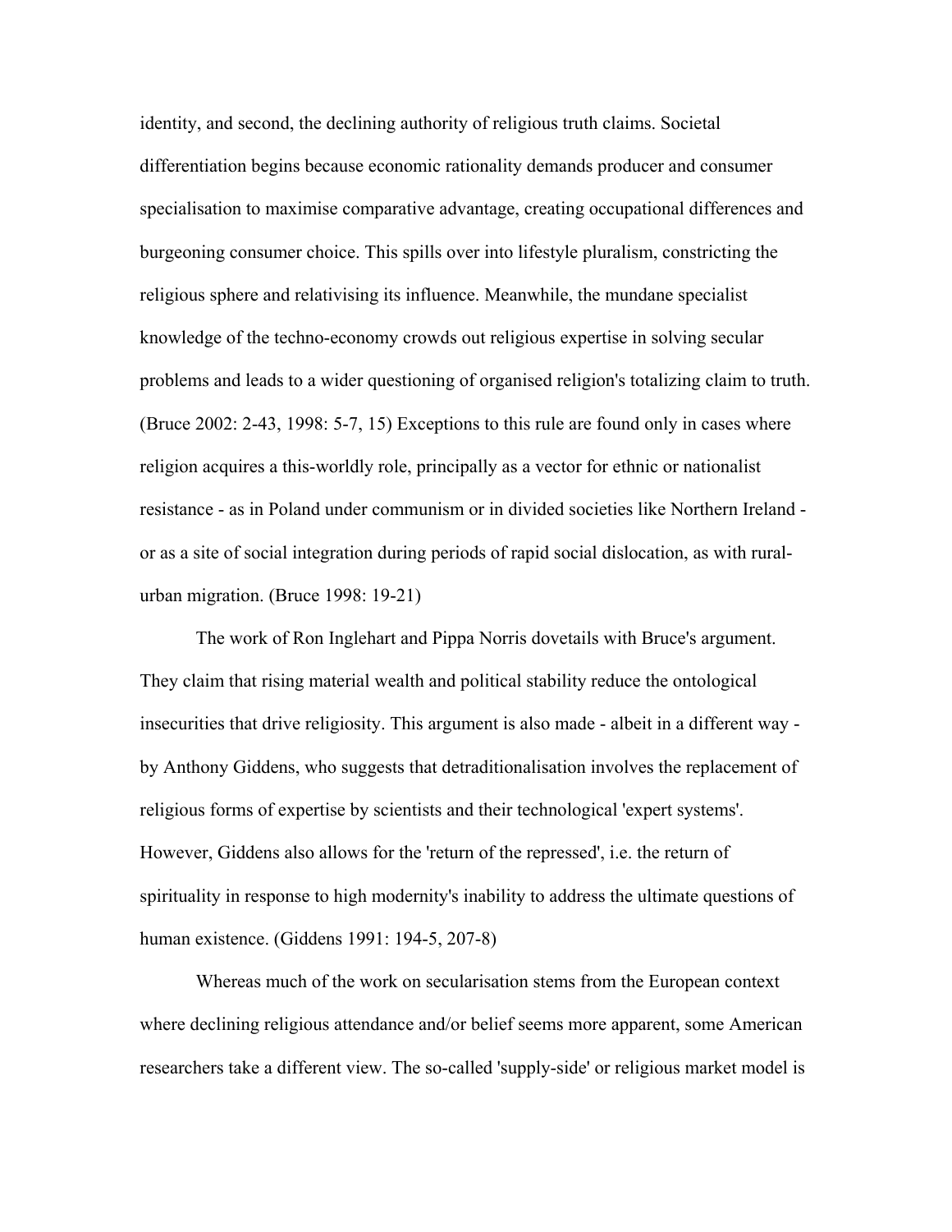identity, and second, the declining authority of religious truth claims. Societal differentiation begins because economic rationality demands producer and consumer specialisation to maximise comparative advantage, creating occupational differences and burgeoning consumer choice. This spills over into lifestyle pluralism, constricting the religious sphere and relativising its influence. Meanwhile, the mundane specialist knowledge of the techno-economy crowds out religious expertise in solving secular problems and leads to a wider questioning of organised religion's totalizing claim to truth. (Bruce 2002: 2-43, 1998: 5-7, 15) Exceptions to this rule are found only in cases where religion acquires a this-worldly role, principally as a vector for ethnic or nationalist resistance - as in Poland under communism or in divided societies like Northern Ireland - or as a site of social integration during periods of rapid social dislocation, as with rural-urban migration. (Bruce 1998: 19-21)

The work of Ron Inglehart and Pippa Norris dovetails with Bruce's argument. They claim that rising material wealth and political stability reduce the ontological insecurities that drive religiosity. This argument is also made - albeit in a different way - by Anthony Giddens, who suggests that detraditionalisation involves the replacement of religious forms of expertise by scientists and their technological 'expert systems'. However, Giddens also allows for the 'return of the repressed', i.e. the return of spirituality in response to high modernity's inability to address the ultimate questions of human existence. (Giddens 1991: 194-5, 207-8)

Whereas much of the work on secularisation stems from the European context where declining religious attendance and/or belief seems more apparent, some American researchers take a different view. The so-called 'supply-side' or religious market model is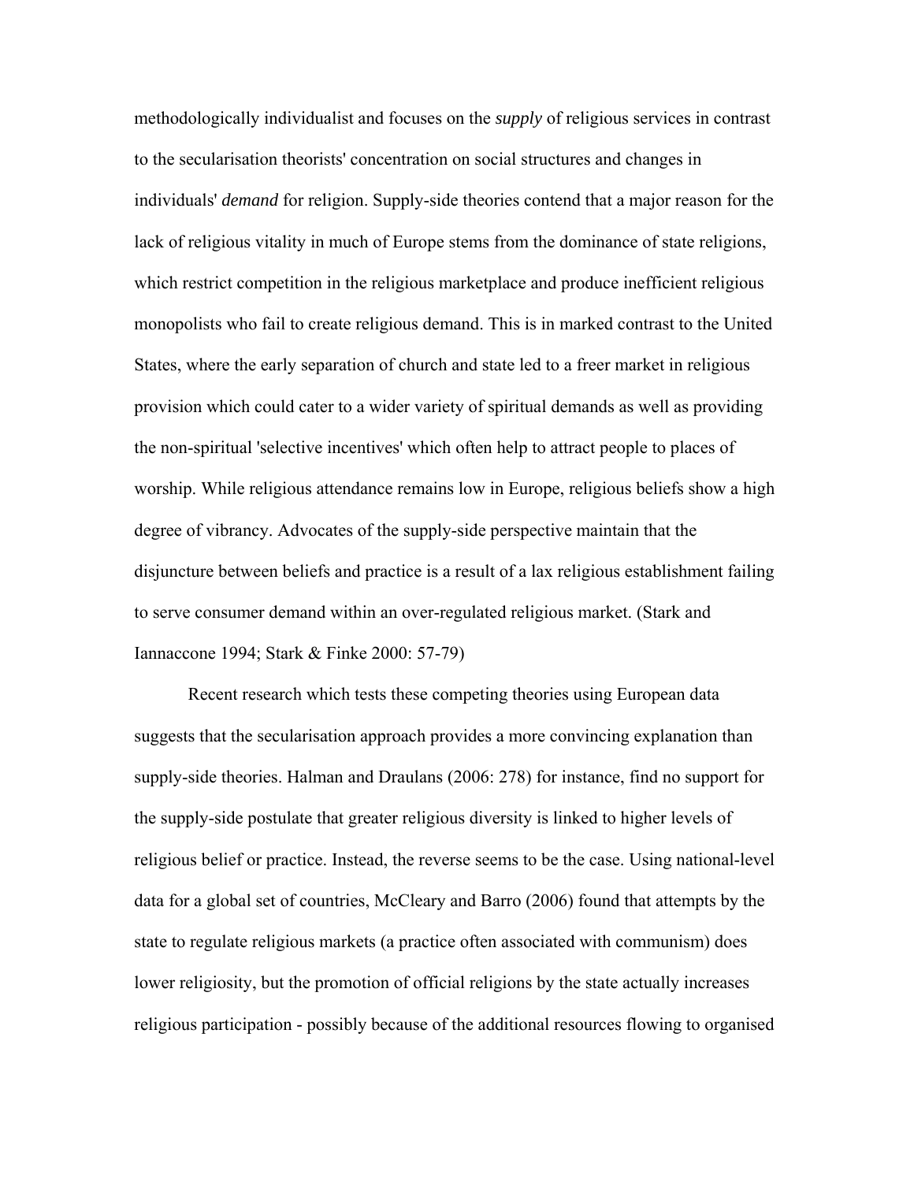methodologically individualist and focuses on the *supply* of religious services in contrast to the secularisation theorists' concentration on social structures and changes in individuals' *demand* for religion. Supply-side theories contend that a major reason for the lack of religious vitality in much of Europe stems from the dominance of state religions, which restrict competition in the religious marketplace and produce inefficient religious monopolists who fail to create religious demand. This is in marked contrast to the United States, where the early separation of church and state led to a freer market in religious provision which could cater to a wider variety of spiritual demands as well as providing the non-spiritual 'selective incentives' which often help to attract people to places of worship. While religious attendance remains low in Europe, religious beliefs show a high degree of vibrancy. Advocates of the supply-side perspective maintain that the disjuncture between beliefs and practice is a result of a lax religious establishment failing to serve consumer demand within an over-regulated religious market. (Stark and Iannaccone 1994; Stark & Finke 2000: 57-79)

Recent research which tests these competing theories using European data suggests that the secularisation approach provides a more convincing explanation than supply-side theories. Halman and Draulans (2006: 278) for instance, find no support for the supply-side postulate that greater religious diversity is linked to higher levels of religious belief or practice. Instead, the reverse seems to be the case. Using national-level data for a global set of countries, McCleary and Barro (2006) found that attempts by the state to regulate religious markets (a practice often associated with communism) does lower religiosity, but the promotion of official religions by the state actually increases religious participation - possibly because of the additional resources flowing to organised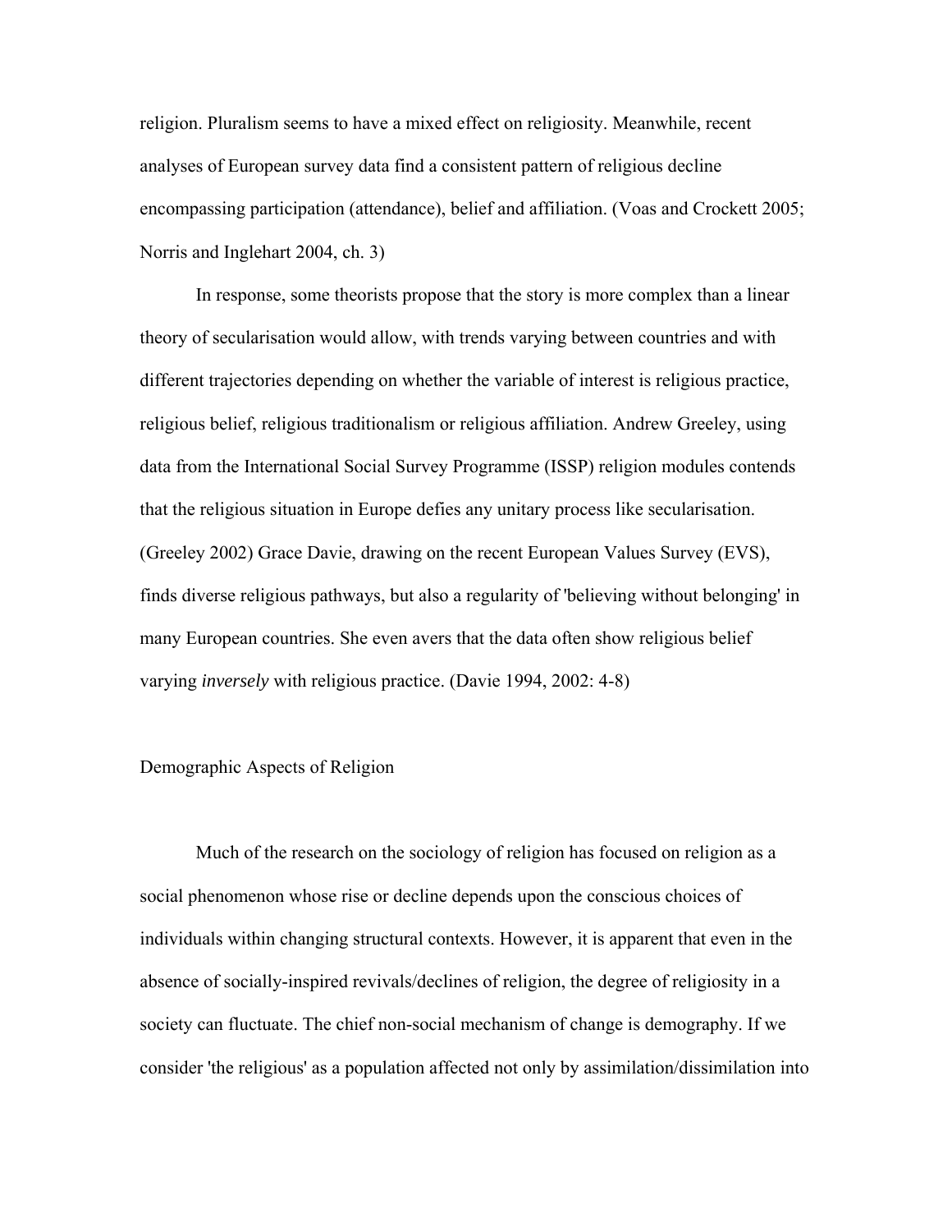religion. Pluralism seems to have a mixed effect on religiosity. Meanwhile, recent analyses of European survey data find a consistent pattern of religious decline encompassing participation (attendance), belief and affiliation. (Voas and Crockett 2005; Norris and Inglehart 2004, ch. 3)

In response, some theorists propose that the story is more complex than a linear theory of secularisation would allow, with trends varying between countries and with different trajectories depending on whether the variable of interest is religious practice, religious belief, religious traditionalism or religious affiliation. Andrew Greeley, using data from the International Social Survey Programme (ISSP) religion modules contends that the religious situation in Europe defies any unitary process like secularisation. (Greeley 2002) Grace Davie, drawing on the recent European Values Survey (EVS), finds diverse religious pathways, but also a regularity of 'believing without belonging' in many European countries. She even avers that the data often show religious belief varying *inversely* with religious practice. (Davie 1994, 2002: 4-8)

## Demographic Aspects of Religion

Much of the research on the sociology of religion has focused on religion as a social phenomenon whose rise or decline depends upon the conscious choices of individuals within changing structural contexts. However, it is apparent that even in the absence of socially-inspired revivals/declines of religion, the degree of religiosity in a society can fluctuate. The chief non-social mechanism of change is demography. If we consider 'the religious' as a population affected not only by assimilation/dissimilation into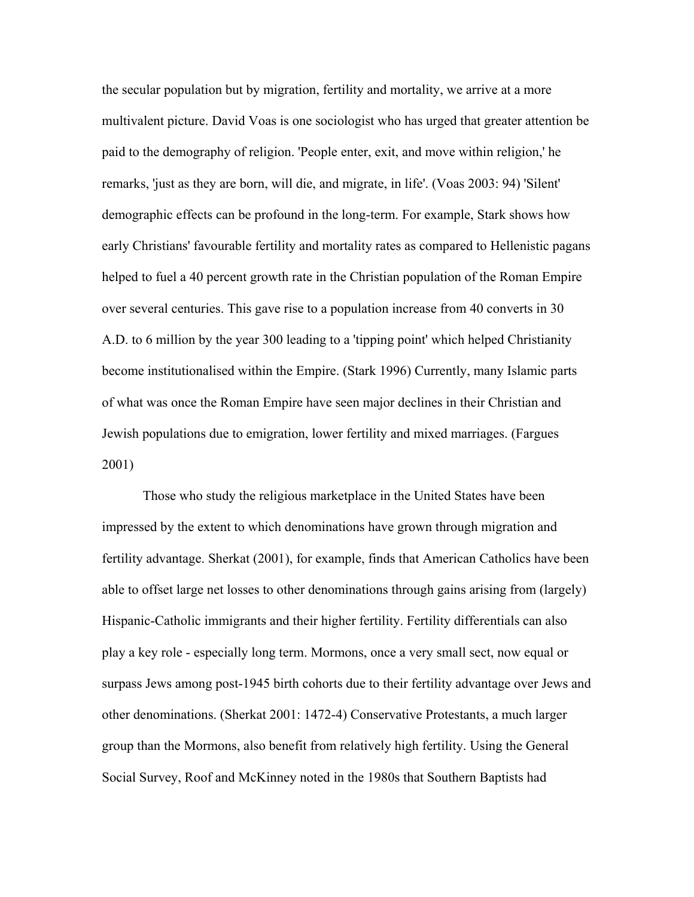the secular population but by migration, fertility and mortality, we arrive at a more multivalent picture. David Voas is one sociologist who has urged that greater attention be paid to the demography of religion. 'People enter, exit, and move within religion,' he remarks, 'just as they are born, will die, and migrate, in life'. (Voas 2003: 94) 'Silent' demographic effects can be profound in the long-term. For example, Stark shows how early Christians' favourable fertility and mortality rates as compared to Hellenistic pagans helped to fuel a 40 percent growth rate in the Christian population of the Roman Empire over several centuries. This gave rise to a population increase from 40 converts in 30 A.D. to 6 million by the year 300 leading to a 'tipping point' which helped Christianity become institutionalised within the Empire. (Stark 1996) Currently, many Islamic parts of what was once the Roman Empire have seen major declines in their Christian and Jewish populations due to emigration, lower fertility and mixed marriages. (Fargues 2001)

Those who study the religious marketplace in the United States have been impressed by the extent to which denominations have grown through migration and fertility advantage. Sherkat (2001), for example, finds that American Catholics have been able to offset large net losses to other denominations through gains arising from (largely) Hispanic-Catholic immigrants and their higher fertility. Fertility differentials can also play a key role - especially long term. Mormons, once a very small sect, now equal or surpass Jews among post-1945 birth cohorts due to their fertility advantage over Jews and other denominations. (Sherkat 2001: 1472-4) Conservative Protestants, a much larger group than the Mormons, also benefit from relatively high fertility. Using the General Social Survey, Roof and McKinney noted in the 1980s that Southern Baptists had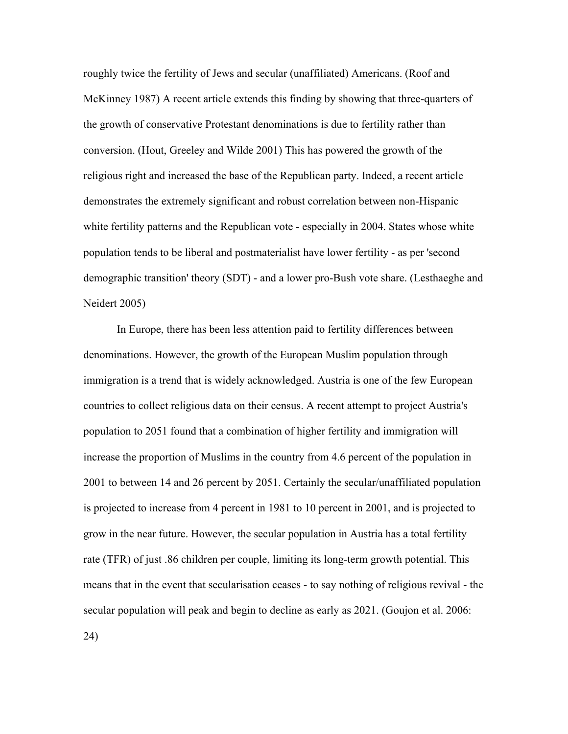roughly twice the fertility of Jews and secular (unaffiliated) Americans. (Roof and McKinney 1987) A recent article extends this finding by showing that three-quarters of the growth of conservative Protestant denominations is due to fertility rather than conversion. (Hout, Greeley and Wilde 2001) This has powered the growth of the religious right and increased the base of the Republican party. Indeed, a recent article demonstrates the extremely significant and robust correlation between non-Hispanic white fertility patterns and the Republican vote - especially in 2004. States whose white population tends to be liberal and postmaterialist have lower fertility - as per 'second demographic transition' theory (SDT) - and a lower pro-Bush vote share. (Lesthaeghe and Neidert 2005)

In Europe, there has been less attention paid to fertility differences between denominations. However, the growth of the European Muslim population through immigration is a trend that is widely acknowledged. Austria is one of the few European countries to collect religious data on their census. A recent attempt to project Austria's population to 2051 found that a combination of higher fertility and immigration will increase the proportion of Muslims in the country from 4.6 percent of the population in 2001 to between 14 and 26 percent by 2051. Certainly the secular/unaffiliated population is projected to increase from 4 percent in 1981 to 10 percent in 2001, and is projected to grow in the near future. However, the secular population in Austria has a total fertility rate (TFR) of just .86 children per couple, limiting its long-term growth potential. This means that in the event that secularisation ceases - to say nothing of religious revival - the secular population will peak and begin to decline as early as 2021. (Goujon et al. 2006: 24)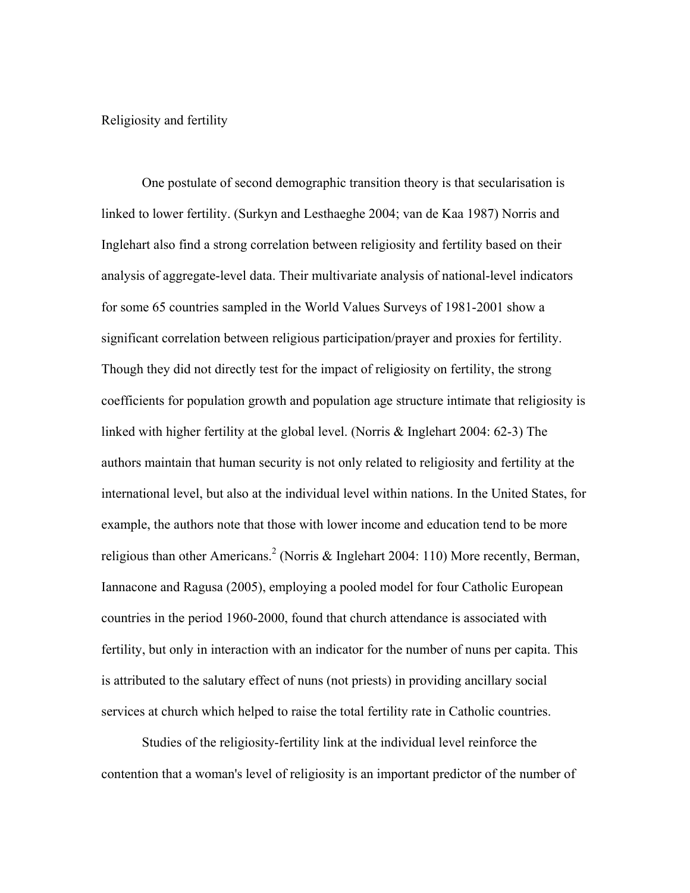Religiosity and fertility

One postulate of second demographic transition theory is that secularisation is linked to lower fertility. (Surkyn and Lesthaeghe 2004; van de Kaa 1987) Norris and Inglehart also find a strong correlation between religiosity and fertility based on their analysis of aggregate-level data. Their multivariate analysis of national-level indicators for some 65 countries sampled in the World Values Surveys of 1981-2001 show a significant correlation between religious participation/prayer and proxies for fertility. Though they did not directly test for the impact of religiosity on fertility, the strong coefficients for population growth and population age structure intimate that religiosity is linked with higher fertility at the global level. (Norris & Inglehart 2004: 62-3) The authors maintain that human security is not only related to religiosity and fertility at the international level, but also at the individual level within nations. In the United States, for example, the authors note that those with lower income and education tend to be more religious than other Americans.[2] (Norris & Inglehart 2004: 110) More recently, Berman, Iannacone and Ragusa (2005), employing a pooled model for four Catholic European countries in the period 1960-2000, found that church attendance is associated with fertility, but only in interaction with an indicator for the number of nuns per capita. This is attributed to the salutary effect of nuns (not priests) in providing ancillary social services at church which helped to raise the total fertility rate in Catholic countries.

Studies of the religiosity-fertility link at the individual level reinforce the contention that a woman's level of religiosity is an important predictor of the number of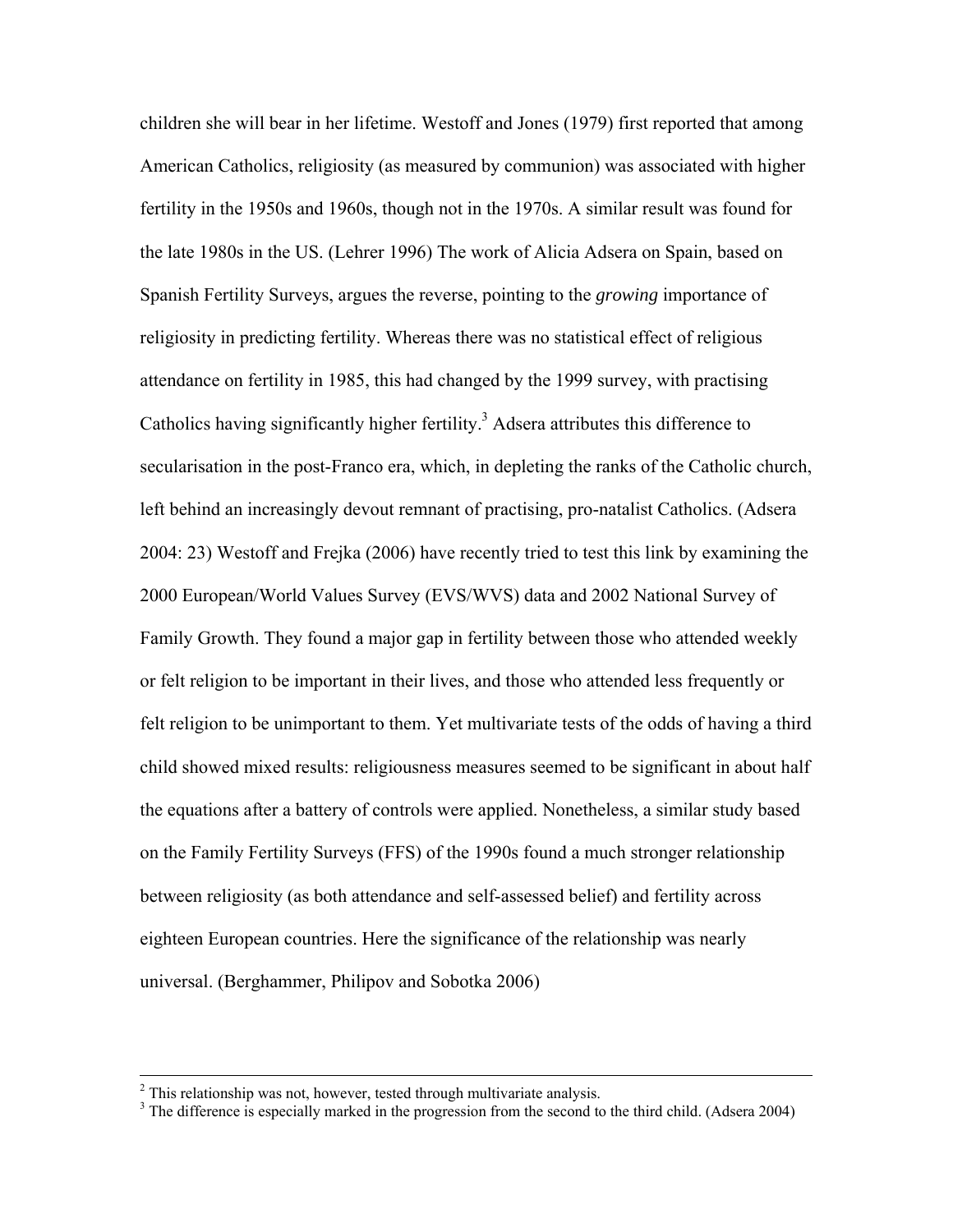children she will bear in her lifetime. Westoff and Jones (1979) first reported that among American Catholics, religiosity (as measured by communion) was associated with higher fertility in the 1950s and 1960s, though not in the 1970s. A similar result was found for the late 1980s in the US. (Lehrer 1996) The work of Alicia Adsera on Spain, based on Spanish Fertility Surveys, argues the reverse, pointing to the *growing* importance of religiosity in predicting fertility. Whereas there was no statistical effect of religious attendance on fertility in 1985, this had changed by the 1999 survey, with practising Catholics having significantly higher fertility.[3] Adsera attributes this difference to secularisation in the post-Franco era, which, in depleting the ranks of the Catholic church, left behind an increasingly devout remnant of practising, pro-natalist Catholics. (Adsera 2004: 23) Westoff and Frejka (2006) have recently tried to test this link by examining the 2000 European/World Values Survey (EVS/WVS) data and 2002 National Survey of Family Growth. They found a major gap in fertility between those who attended weekly or felt religion to be important in their lives, and those who attended less frequently or felt religion to be unimportant to them. Yet multivariate tests of the odds of having a third child showed mixed results: religiousness measures seemed to be significant in about half the equations after a battery of controls were applied. Nonetheless, a similar study based on the Family Fertility Surveys (FFS) of the 1990s found a much stronger relationship between religiosity (as both attendance and self-assessed belief) and fertility across eighteen European countries. Here the significance of the relationship was nearly universal. (Berghammer, Philipov and Sobotka 2006)

---

[2] This relationship was not, however, tested through multivariate analysis.

[3] The difference is especially marked in the progression from the second to the third child. (Adsera 2004)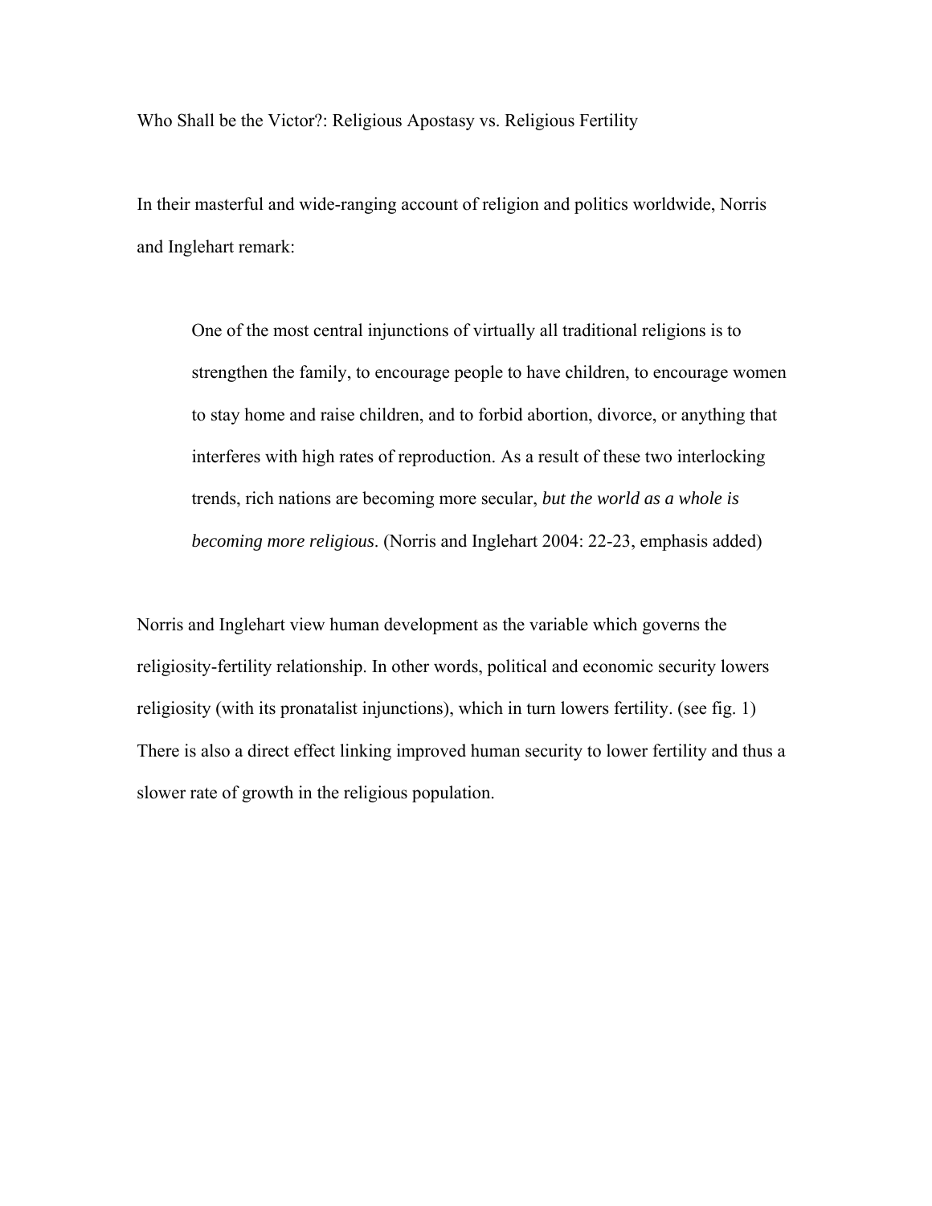Who Shall be the Victor?: Religious Apostasy vs. Religious Fertility

In their masterful and wide-ranging account of religion and politics worldwide, Norris and Inglehart remark:

> One of the most central injunctions of virtually all traditional religions is to strengthen the family, to encourage people to have children, to encourage women to stay home and raise children, and to forbid abortion, divorce, or anything that interferes with high rates of reproduction. As a result of these two interlocking trends, rich nations are becoming more secular, *but the world as a whole is becoming more religious*. (Norris and Inglehart 2004: 22-23, emphasis added)

Norris and Inglehart view human development as the variable which governs the religiosity-fertility relationship. In other words, political and economic security lowers religiosity (with its pronatalist injunctions), which in turn lowers fertility. (see fig. 1) There is also a direct effect linking improved human security to lower fertility and thus a slower rate of growth in the religious population.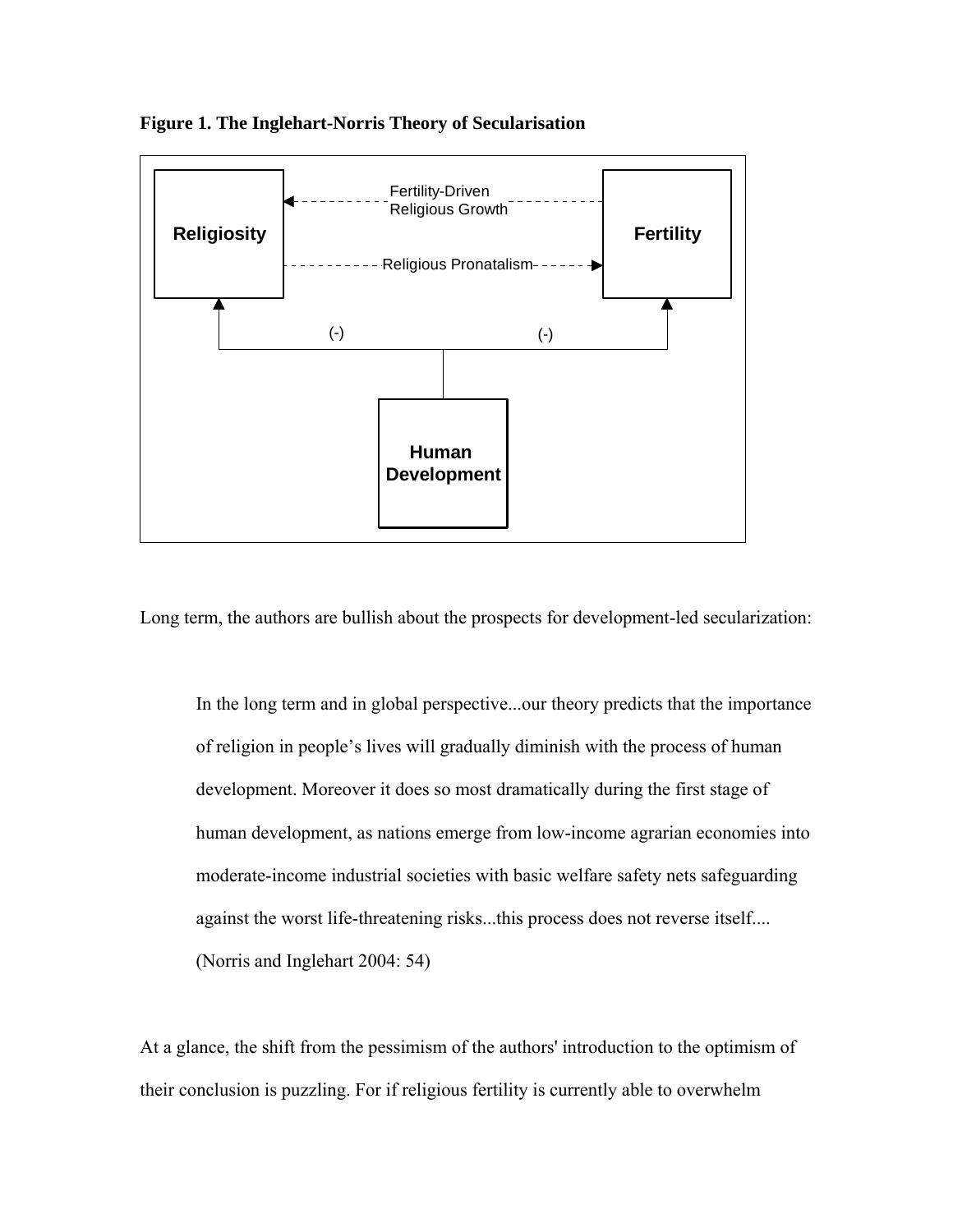**Figure 1. The Inglehart-Norris Theory of Secularisation**

Religiosity

Fertility

Fertility-Driven Religious Growth

Religious Pronatalism

(-)

(-)

Human Development

Long term, the authors are bullish about the prospects for development-led secularization:

> In the long term and in global perspective...our theory predicts that the importance of religion in people's lives will gradually diminish with the process of human development. Moreover it does so most dramatically during the first stage of human development, as nations emerge from low-income agrarian economies into moderate-income industrial societies with basic welfare safety nets safeguarding against the worst life-threatening risks...this process does not reverse itself.... (Norris and Inglehart 2004: 54)

At a glance, the shift from the pessimism of the authors' introduction to the optimism of their conclusion is puzzling. For if religious fertility is currently able to overwhelm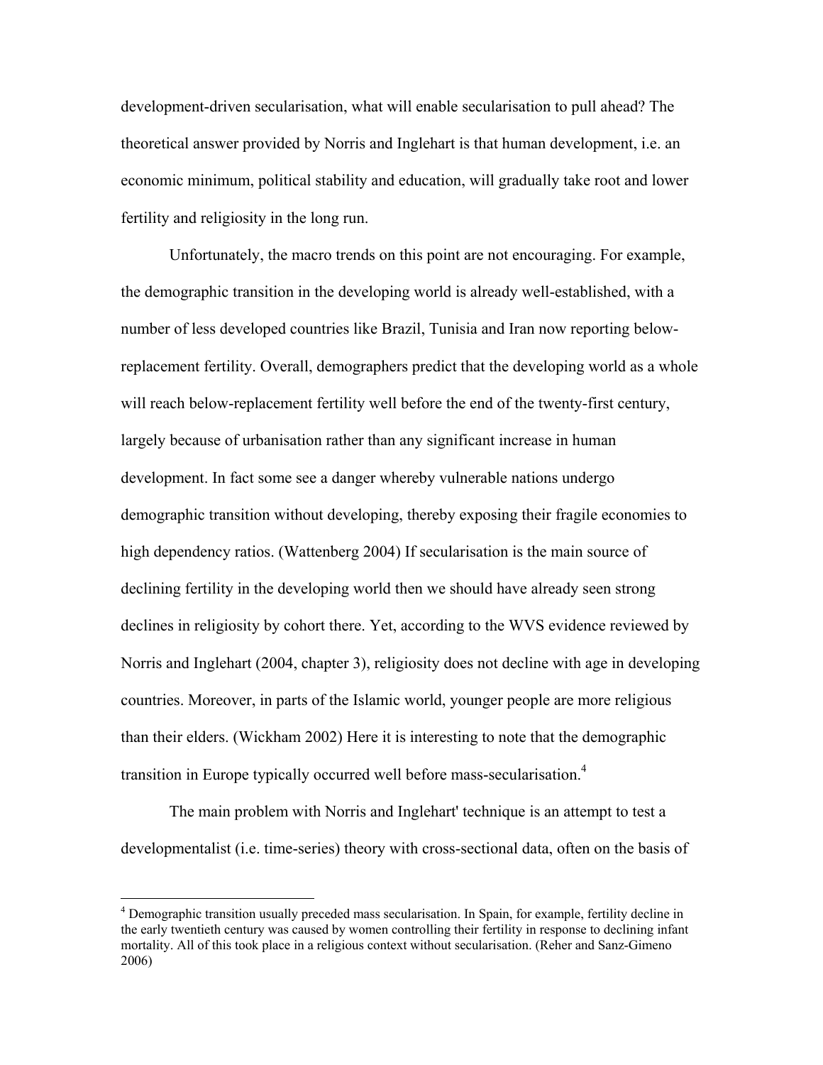development-driven secularisation, what will enable secularisation to pull ahead? The theoretical answer provided by Norris and Inglehart is that human development, i.e. an economic minimum, political stability and education, will gradually take root and lower fertility and religiosity in the long run.

Unfortunately, the macro trends on this point are not encouraging. For example, the demographic transition in the developing world is already well-established, with a number of less developed countries like Brazil, Tunisia and Iran now reporting below-replacement fertility. Overall, demographers predict that the developing world as a whole will reach below-replacement fertility well before the end of the twenty-first century, largely because of urbanisation rather than any significant increase in human development. In fact some see a danger whereby vulnerable nations undergo demographic transition without developing, thereby exposing their fragile economies to high dependency ratios. (Wattenberg 2004) If secularisation is the main source of declining fertility in the developing world then we should have already seen strong declines in religiosity by cohort there. Yet, according to the WVS evidence reviewed by Norris and Inglehart (2004, chapter 3), religiosity does not decline with age in developing countries. Moreover, in parts of the Islamic world, younger people are more religious than their elders. (Wickham 2002) Here it is interesting to note that the demographic transition in Europe typically occurred well before mass-secularisation.[4]

The main problem with Norris and Inglehart' technique is an attempt to test a developmentalist (i.e. time-series) theory with cross-sectional data, often on the basis of

[4] Demographic transition usually preceded mass secularisation. In Spain, for example, fertility decline in the early twentieth century was caused by women controlling their fertility in response to declining infant mortality. All of this took place in a religious context without secularisation. (Reher and Sanz-Gimeno 2006)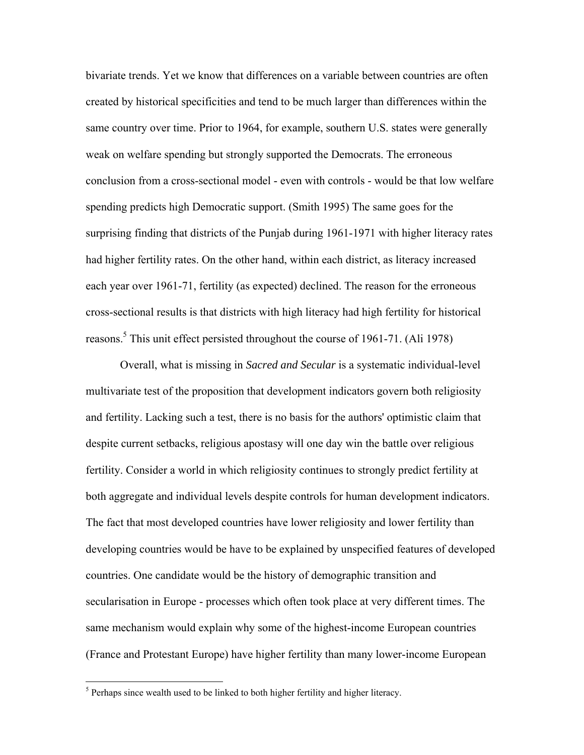bivariate trends. Yet we know that differences on a variable between countries are often created by historical specificities and tend to be much larger than differences within the same country over time. Prior to 1964, for example, southern U.S. states were generally weak on welfare spending but strongly supported the Democrats. The erroneous conclusion from a cross-sectional model - even with controls - would be that low welfare spending predicts high Democratic support. (Smith 1995) The same goes for the surprising finding that districts of the Punjab during 1961-1971 with higher literacy rates had higher fertility rates. On the other hand, within each district, as literacy increased each year over 1961-71, fertility (as expected) declined. The reason for the erroneous cross-sectional results is that districts with high literacy had high fertility for historical reasons.[5] This unit effect persisted throughout the course of 1961-71. (Ali 1978)

Overall, what is missing in *Sacred and Secular* is a systematic individual-level multivariate test of the proposition that development indicators govern both religiosity and fertility. Lacking such a test, there is no basis for the authors' optimistic claim that despite current setbacks, religious apostasy will one day win the battle over religious fertility. Consider a world in which religiosity continues to strongly predict fertility at both aggregate and individual levels despite controls for human development indicators. The fact that most developed countries have lower religiosity and lower fertility than developing countries would be have to be explained by unspecified features of developed countries. One candidate would be the history of demographic transition and secularisation in Europe - processes which often took place at very different times. The same mechanism would explain why some of the highest-income European countries (France and Protestant Europe) have higher fertility than many lower-income European

[5] Perhaps since wealth used to be linked to both higher fertility and higher literacy.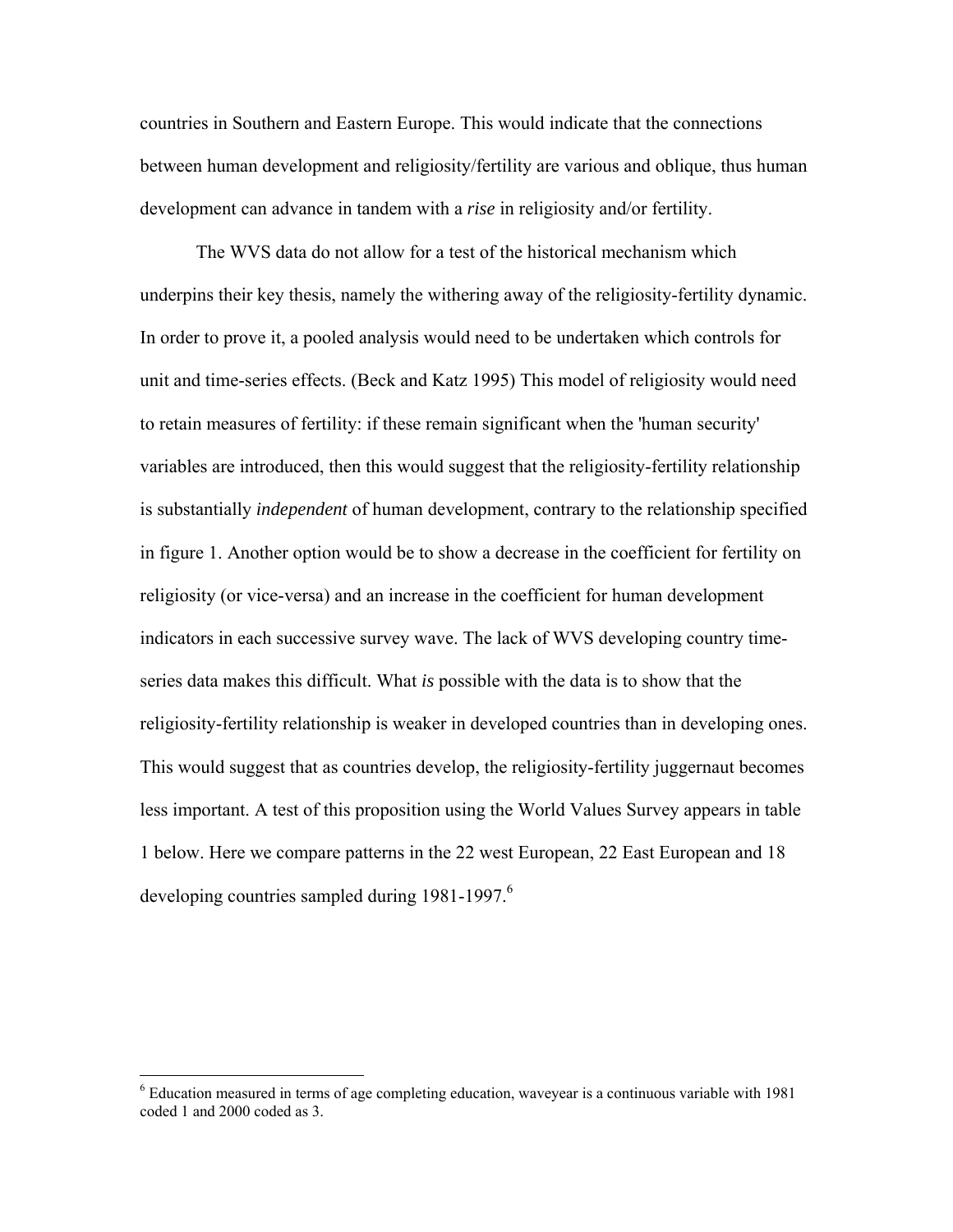countries in Southern and Eastern Europe. This would indicate that the connections between human development and religiosity/fertility are various and oblique, thus human development can advance in tandem with a *rise* in religiosity and/or fertility.

The WVS data do not allow for a test of the historical mechanism which underpins their key thesis, namely the withering away of the religiosity-fertility dynamic. In order to prove it, a pooled analysis would need to be undertaken which controls for unit and time-series effects. (Beck and Katz 1995) This model of religiosity would need to retain measures of fertility: if these remain significant when the 'human security' variables are introduced, then this would suggest that the religiosity-fertility relationship is substantially *independent* of human development, contrary to the relationship specified in figure 1. Another option would be to show a decrease in the coefficient for fertility on religiosity (or vice-versa) and an increase in the coefficient for human development indicators in each successive survey wave. The lack of WVS developing country time-series data makes this difficult. What *is* possible with the data is to show that the religiosity-fertility relationship is weaker in developed countries than in developing ones. This would suggest that as countries develop, the religiosity-fertility juggernaut becomes less important. A test of this proposition using the World Values Survey appears in table 1 below. Here we compare patterns in the 22 west European, 22 East European and 18 developing countries sampled during 1981-1997.[6]

[6] Education measured in terms of age completing education, waveyear is a continuous variable with 1981 coded 1 and 2000 coded as 3.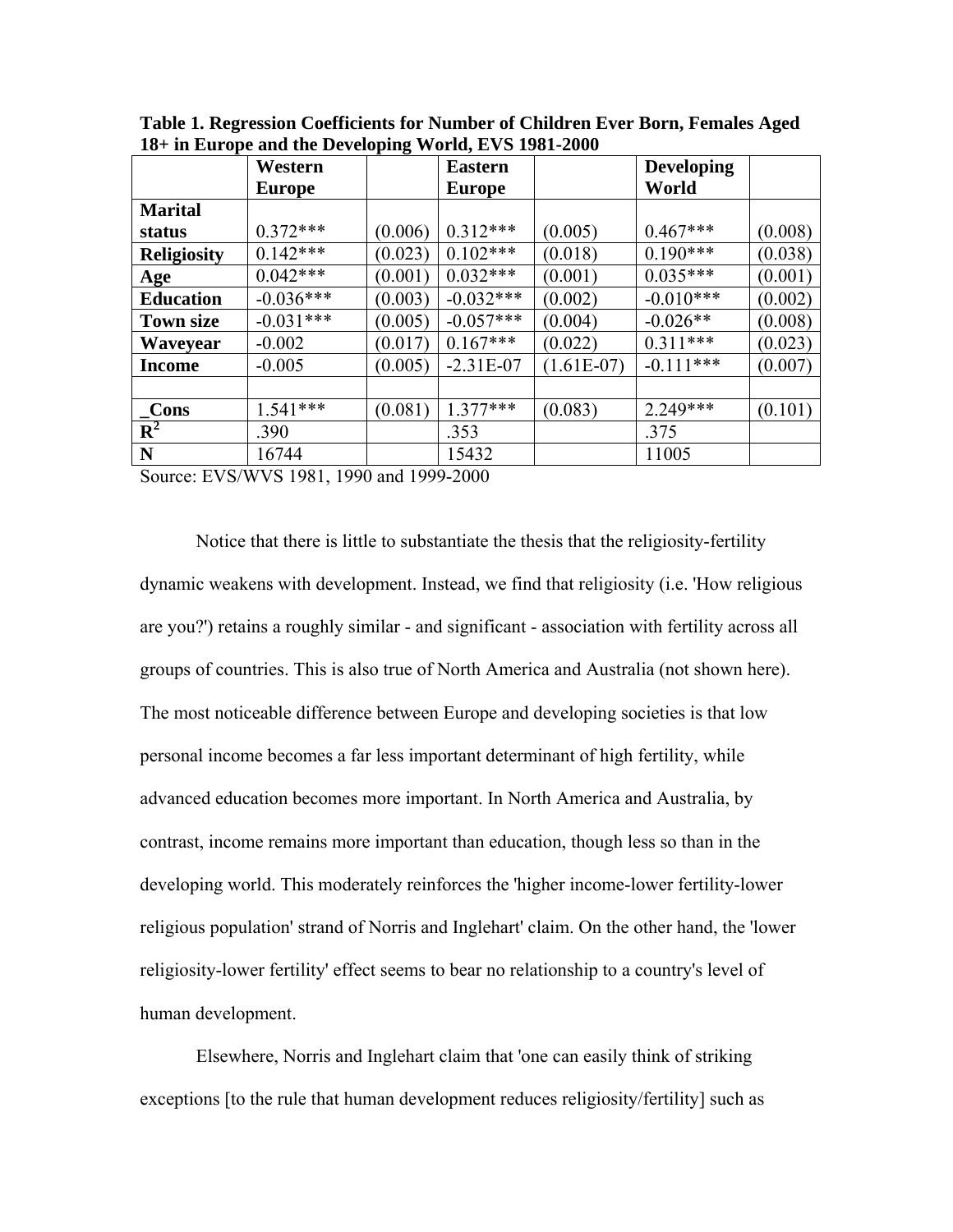**Table 1. Regression Coefficients for Number of Children Ever Born, Females Aged 18+ in Europe and the Developing World, EVS 1981-2000**

| | Western Europe | | Eastern Europe | | Developing World | |
|---|---|---|---|---|---|---|
| **Marital status** | 0.372*** | (0.006) | 0.312*** | (0.005) | 0.467*** | (0.008) |
| **Religiosity** | 0.142*** | (0.023) | 0.102*** | (0.018) | 0.190*** | (0.038) |
| **Age** | 0.042*** | (0.001) | 0.032*** | (0.001) | 0.035*** | (0.001) |
| **Education** | -0.036*** | (0.003) | -0.032*** | (0.002) | -0.010*** | (0.002) |
| **Town size** | -0.031*** | (0.005) | -0.057*** | (0.004) | -0.026** | (0.008) |
| **Waveyear** | -0.002 | (0.017) | 0.167*** | (0.022) | 0.311*** | (0.023) |
| **Income** | -0.005 | (0.005) | -2.31E-07 | (1.61E-07) | -0.111*** | (0.007) |
| | | | | | | |
| **_Cons** | 1.541*** | (0.081) | 1.377*** | (0.083) | 2.249*** | (0.101) |
| $R^2$ | .390 | | .353 | | .375 | |
| **N** | 16744 | | 15432 | | 11005 | |

Source: EVS/WVS 1981, 1990 and 1999-2000

Notice that there is little to substantiate the thesis that the religiosity-fertility dynamic weakens with development. Instead, we find that religiosity (i.e. 'How religious are you?') retains a roughly similar - and significant - association with fertility across all groups of countries. This is also true of North America and Australia (not shown here). The most noticeable difference between Europe and developing societies is that low personal income becomes a far less important determinant of high fertility, while advanced education becomes more important. In North America and Australia, by contrast, income remains more important than education, though less so than in the developing world. This moderately reinforces the 'higher income-lower fertility-lower religious population' strand of Norris and Inglehart' claim. On the other hand, the 'lower religiosity-lower fertility' effect seems to bear no relationship to a country's level of human development.

Elsewhere, Norris and Inglehart claim that 'one can easily think of striking exceptions [to the rule that human development reduces religiosity/fertility] such as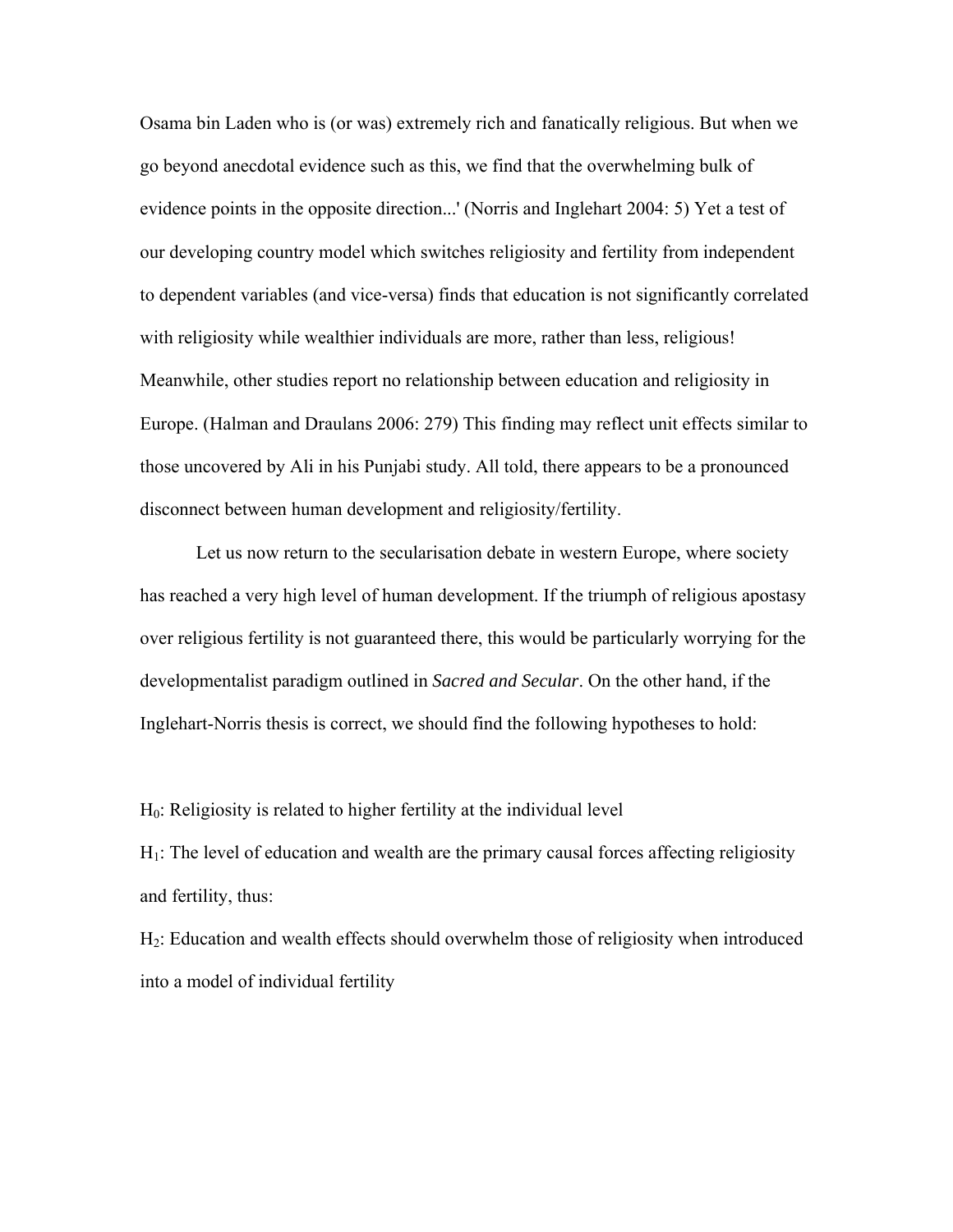Osama bin Laden who is (or was) extremely rich and fanatically religious. But when we go beyond anecdotal evidence such as this, we find that the overwhelming bulk of evidence points in the opposite direction...' (Norris and Inglehart 2004: 5) Yet a test of our developing country model which switches religiosity and fertility from independent to dependent variables (and vice-versa) finds that education is not significantly correlated with religiosity while wealthier individuals are more, rather than less, religious! Meanwhile, other studies report no relationship between education and religiosity in Europe. (Halman and Draulans 2006: 279) This finding may reflect unit effects similar to those uncovered by Ali in his Punjabi study. All told, there appears to be a pronounced disconnect between human development and religiosity/fertility.

Let us now return to the secularisation debate in western Europe, where society has reached a very high level of human development. If the triumph of religious apostasy over religious fertility is not guaranteed there, this would be particularly worrying for the developmentalist paradigm outlined in *Sacred and Secular*. On the other hand, if the Inglehart-Norris thesis is correct, we should find the following hypotheses to hold:

$H_0$: Religiosity is related to higher fertility at the individual level

$H_1$: The level of education and wealth are the primary causal forces affecting religiosity and fertility, thus:

$H_2$: Education and wealth effects should overwhelm those of religiosity when introduced into a model of individual fertility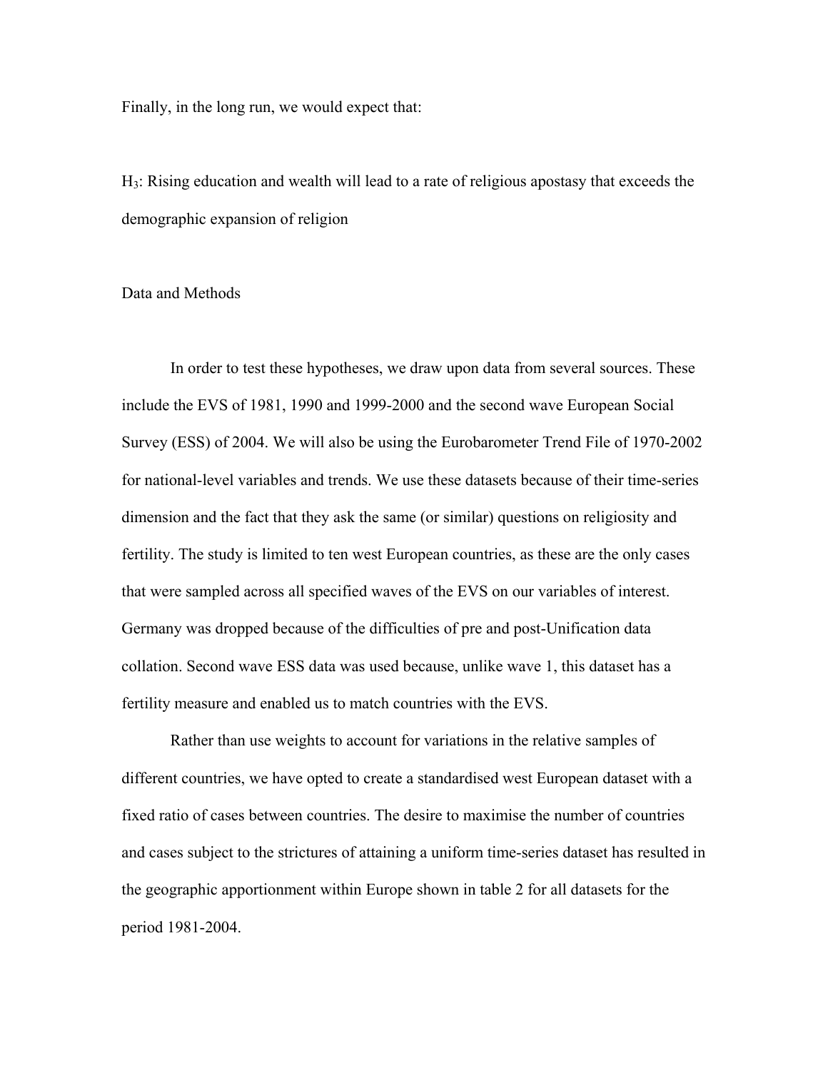Finally, in the long run, we would expect that:

$H_3$: Rising education and wealth will lead to a rate of religious apostasy that exceeds the demographic expansion of religion

## Data and Methods

In order to test these hypotheses, we draw upon data from several sources. These include the EVS of 1981, 1990 and 1999-2000 and the second wave European Social Survey (ESS) of 2004. We will also be using the Eurobarometer Trend File of 1970-2002 for national-level variables and trends. We use these datasets because of their time-series dimension and the fact that they ask the same (or similar) questions on religiosity and fertility. The study is limited to ten west European countries, as these are the only cases that were sampled across all specified waves of the EVS on our variables of interest. Germany was dropped because of the difficulties of pre and post-Unification data collation. Second wave ESS data was used because, unlike wave 1, this dataset has a fertility measure and enabled us to match countries with the EVS.

Rather than use weights to account for variations in the relative samples of different countries, we have opted to create a standardised west European dataset with a fixed ratio of cases between countries. The desire to maximise the number of countries and cases subject to the strictures of attaining a uniform time-series dataset has resulted in the geographic apportionment within Europe shown in table 2 for all datasets for the period 1981-2004.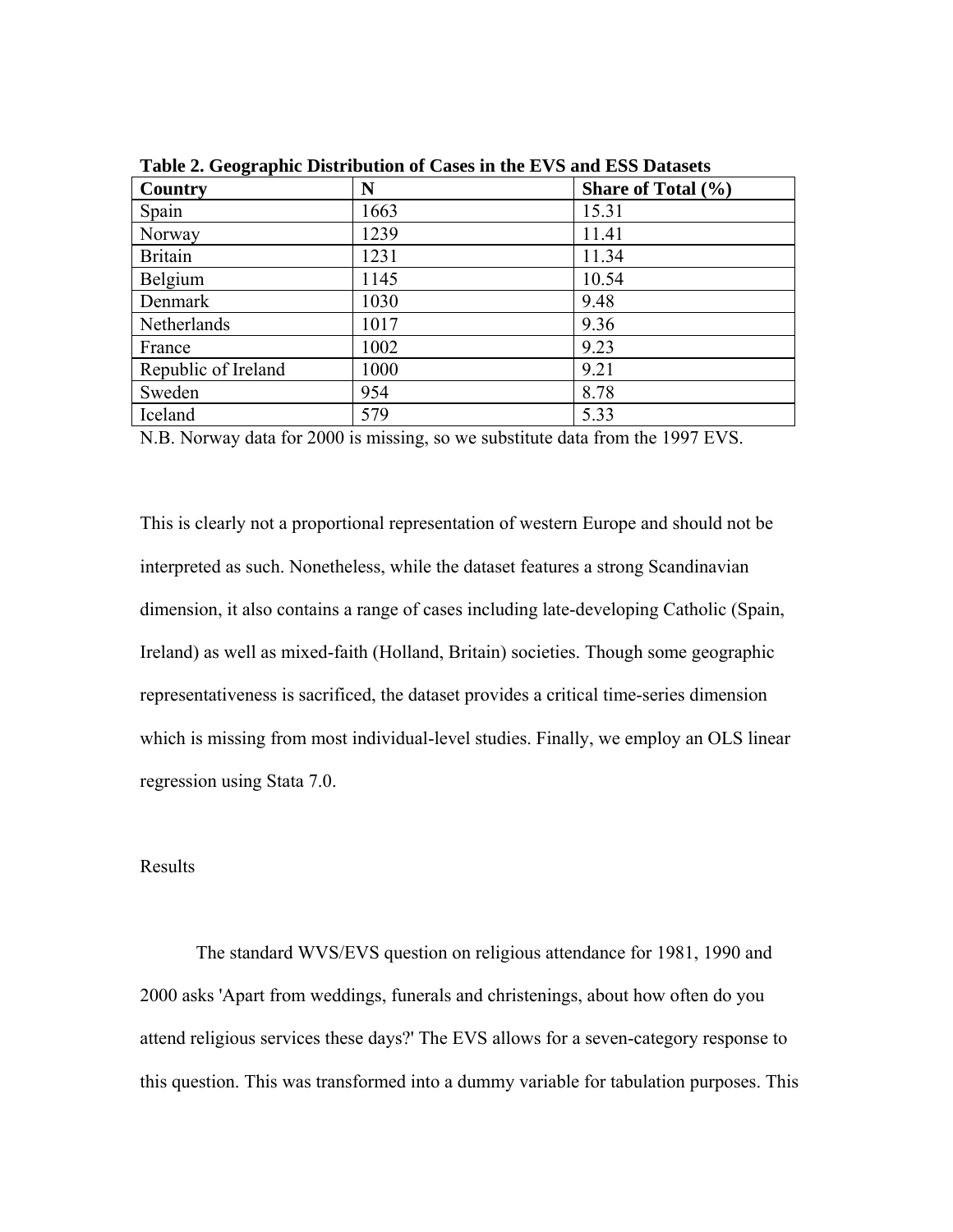**Table 2. Geographic Distribution of Cases in the EVS and ESS Datasets**

| Country | N | Share of Total (%) |
|---|---|---|
| Spain | 1663 | 15.31 |
| Norway | 1239 | 11.41 |
| Britain | 1231 | 11.34 |
| Belgium | 1145 | 10.54 |
| Denmark | 1030 | 9.48 |
| Netherlands | 1017 | 9.36 |
| France | 1002 | 9.23 |
| Republic of Ireland | 1000 | 9.21 |
| Sweden | 954 | 8.78 |
| Iceland | 579 | 5.33 |

N.B. Norway data for 2000 is missing, so we substitute data from the 1997 EVS.

This is clearly not a proportional representation of western Europe and should not be interpreted as such. Nonetheless, while the dataset features a strong Scandinavian dimension, it also contains a range of cases including late-developing Catholic (Spain, Ireland) as well as mixed-faith (Holland, Britain) societies. Though some geographic representativeness is sacrificed, the dataset provides a critical time-series dimension which is missing from most individual-level studies. Finally, we employ an OLS linear regression using Stata 7.0.

## Results

The standard WVS/EVS question on religious attendance for 1981, 1990 and 2000 asks 'Apart from weddings, funerals and christenings, about how often do you attend religious services these days?' The EVS allows for a seven-category response to this question. This was transformed into a dummy variable for tabulation purposes. This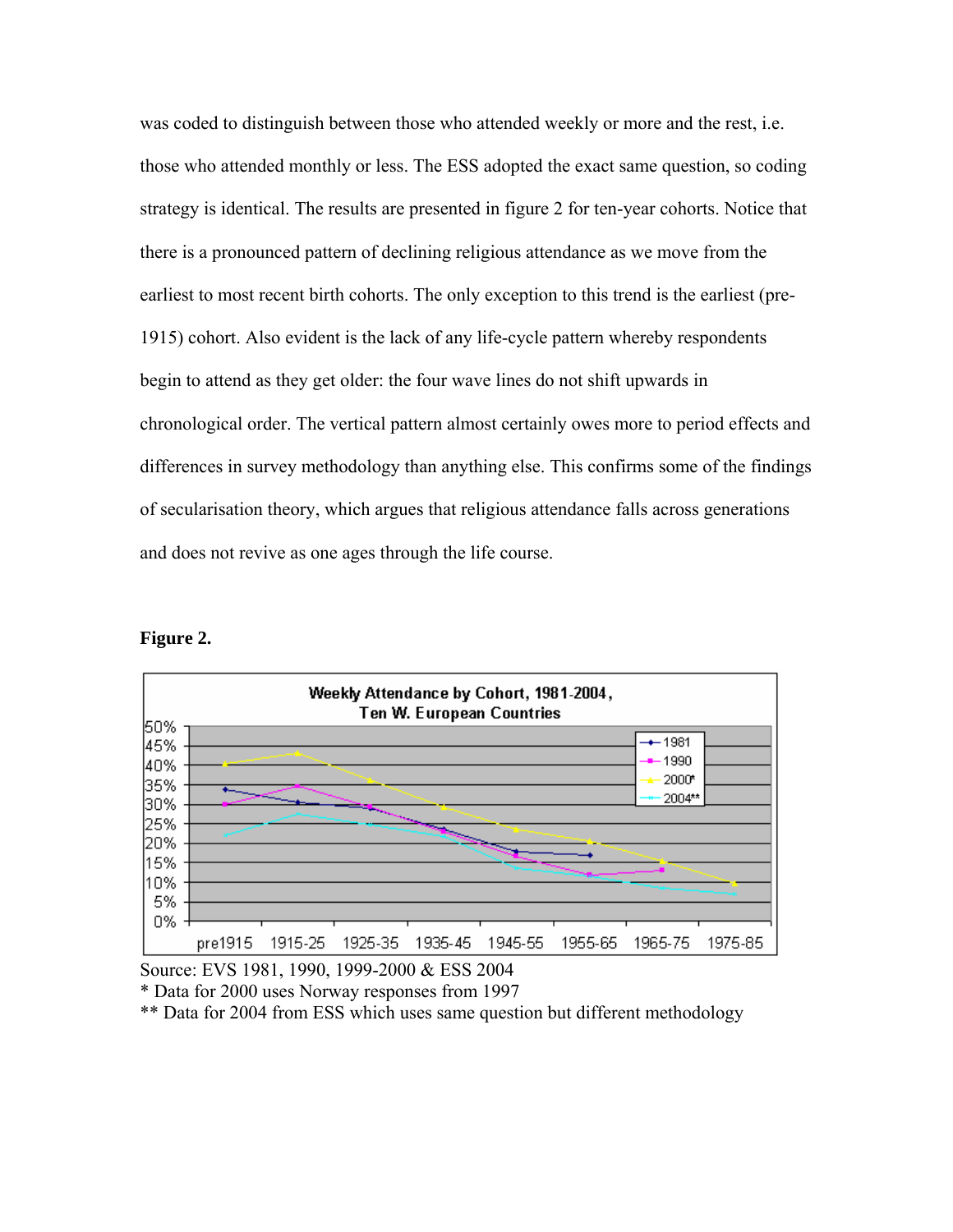was coded to distinguish between those who attended weekly or more and the rest, i.e. those who attended monthly or less. The ESS adopted the exact same question, so coding strategy is identical. The results are presented in figure 2 for ten-year cohorts. Notice that there is a pronounced pattern of declining religious attendance as we move from the earliest to most recent birth cohorts. The only exception to this trend is the earliest (pre-1915) cohort. Also evident is the lack of any life-cycle pattern whereby respondents begin to attend as they get older: the four wave lines do not shift upwards in chronological order. The vertical pattern almost certainly owes more to period effects and differences in survey methodology than anything else. This confirms some of the findings of secularisation theory, which argues that religious attendance falls across generations and does not revive as one ages through the life course.

**Figure 2.**

Weekly Attendance by Cohort, 1981-2004,
Ten W. European Countries

50%
45%
40%
35%
30%
25%
20%
15%
10%
5%
0%

pre1915 1915-25 1925-35 1935-45 1945-55 1955-65 1965-75 1975-85

1981
1990
2000*
2004**

Source: EVS 1981, 1990, 1999-2000 & ESS 2004
\* Data for 2000 uses Norway responses from 1997
\*\* Data for 2004 from ESS which uses same question but different methodology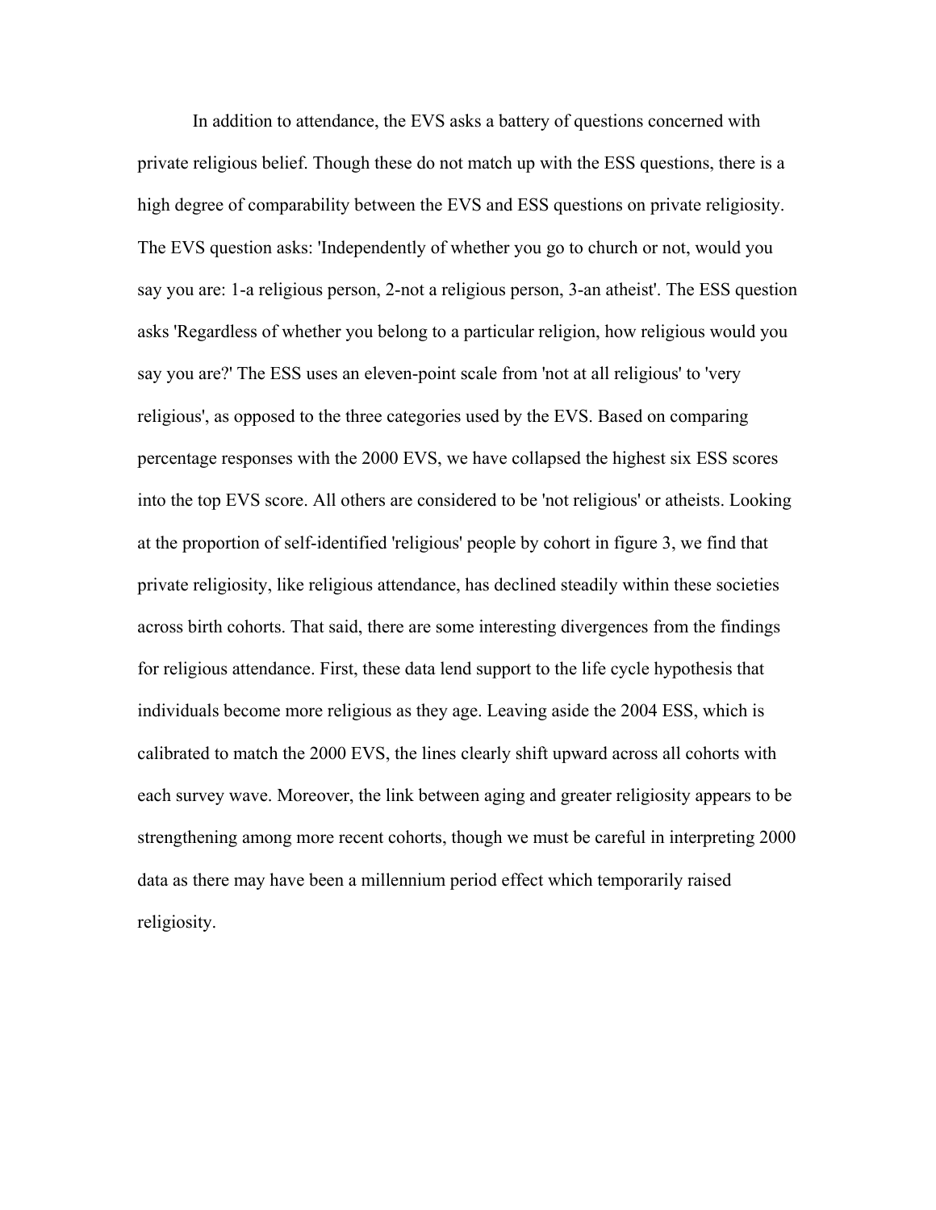In addition to attendance, the EVS asks a battery of questions concerned with private religious belief. Though these do not match up with the ESS questions, there is a high degree of comparability between the EVS and ESS questions on private religiosity. The EVS question asks: 'Independently of whether you go to church or not, would you say you are: 1-a religious person, 2-not a religious person, 3-an atheist'. The ESS question asks 'Regardless of whether you belong to a particular religion, how religious would you say you are?' The ESS uses an eleven-point scale from 'not at all religious' to 'very religious', as opposed to the three categories used by the EVS. Based on comparing percentage responses with the 2000 EVS, we have collapsed the highest six ESS scores into the top EVS score. All others are considered to be 'not religious' or atheists. Looking at the proportion of self-identified 'religious' people by cohort in figure 3, we find that private religiosity, like religious attendance, has declined steadily within these societies across birth cohorts. That said, there are some interesting divergences from the findings for religious attendance. First, these data lend support to the life cycle hypothesis that individuals become more religious as they age. Leaving aside the 2004 ESS, which is calibrated to match the 2000 EVS, the lines clearly shift upward across all cohorts with each survey wave. Moreover, the link between aging and greater religiosity appears to be strengthening among more recent cohorts, though we must be careful in interpreting 2000 data as there may have been a millennium period effect which temporarily raised religiosity.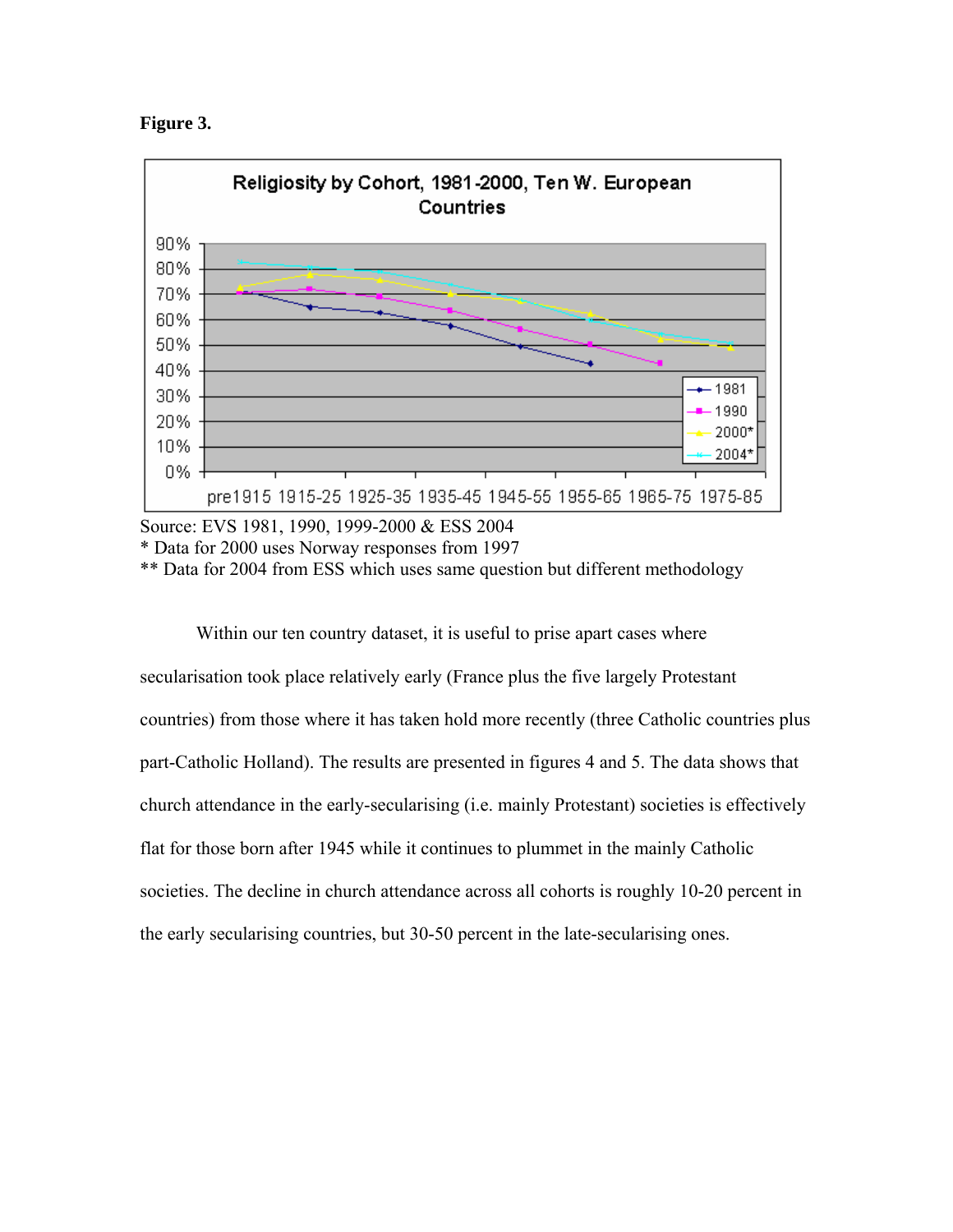**Figure 3.**

Religiosity by Cohort, 1981-2000, Ten W. European Countries

90%
80%
70%
60%
50%
40%
30%
20%
10%
0%

pre1915 1915-25 1925-35 1935-45 1945-55 1955-65 1965-75 1975-85

1981
1990
2000*
2004*

Source: EVS 1981, 1990, 1999-2000 & ESS 2004
* Data for 2000 uses Norway responses from 1997
** Data for 2004 from ESS which uses same question but different methodology

Within our ten country dataset, it is useful to prise apart cases where secularisation took place relatively early (France plus the five largely Protestant countries) from those where it has taken hold more recently (three Catholic countries plus part-Catholic Holland). The results are presented in figures 4 and 5. The data shows that church attendance in the early-secularising (i.e. mainly Protestant) societies is effectively flat for those born after 1945 while it continues to plummet in the mainly Catholic societies. The decline in church attendance across all cohorts is roughly 10-20 percent in the early secularising countries, but 30-50 percent in the late-secularising ones.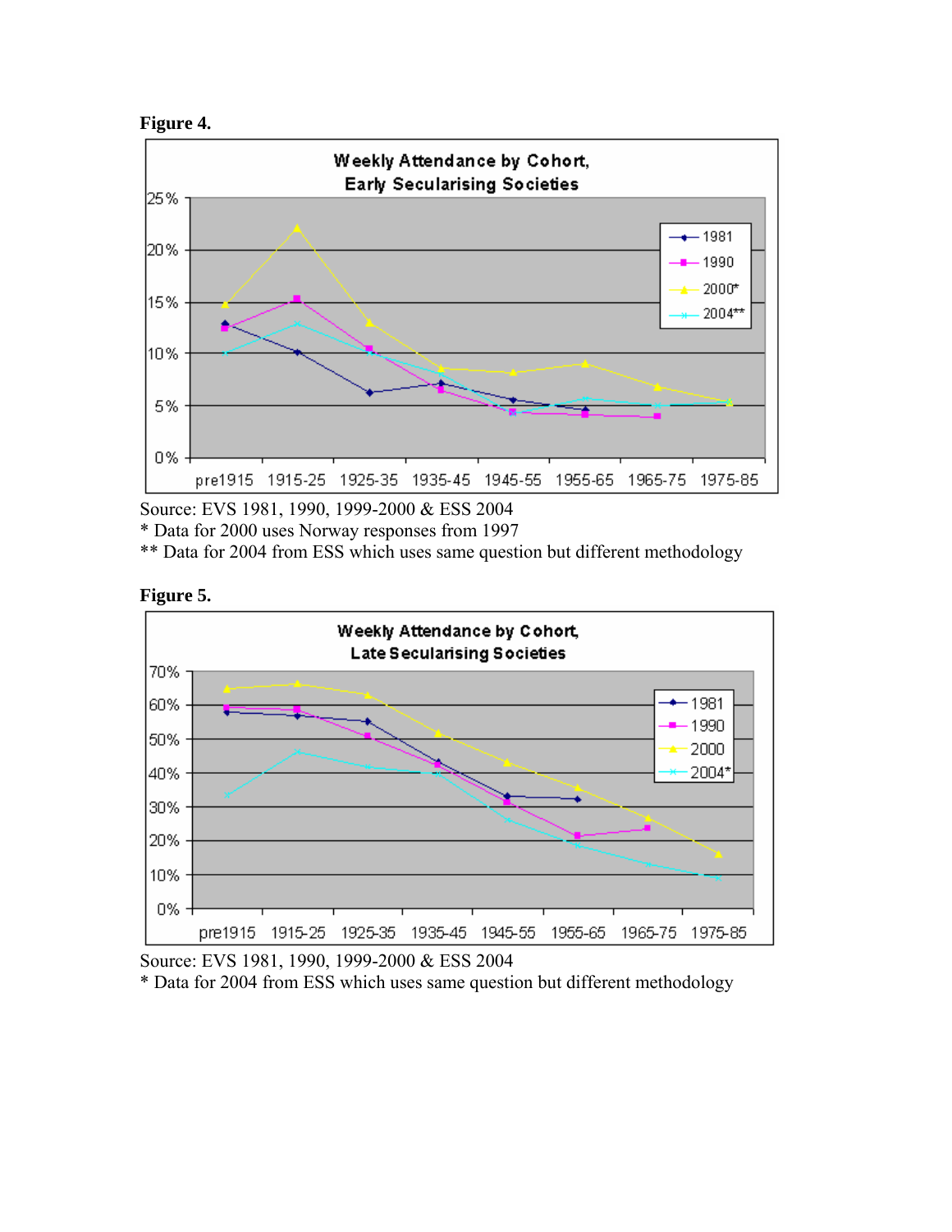**Figure 4.**

Weekly Attendance by Cohort,
Early Secularising Societies

25%
20%
15%
10%
5%
0%

pre1915 1915-25 1925-35 1935-45 1945-55 1955-65 1965-75 1975-85

1981
1990
2000*
2004**

Source: EVS 1981, 1990, 1999-2000 & ESS 2004
* Data for 2000 uses Norway responses from 1997
** Data for 2004 from ESS which uses same question but different methodology

**Figure 5.**

Weekly Attendance by Cohort,
Late Secularising Societies

70%
60%
50%
40%
30%
20%
10%
0%

pre1915 1915-25 1925-35 1935-45 1945-55 1955-65 1965-75 1975-85

1981
1990
2000
2004*

Source: EVS 1981, 1990, 1999-2000 & ESS 2004
* Data for 2004 from ESS which uses same question but different methodology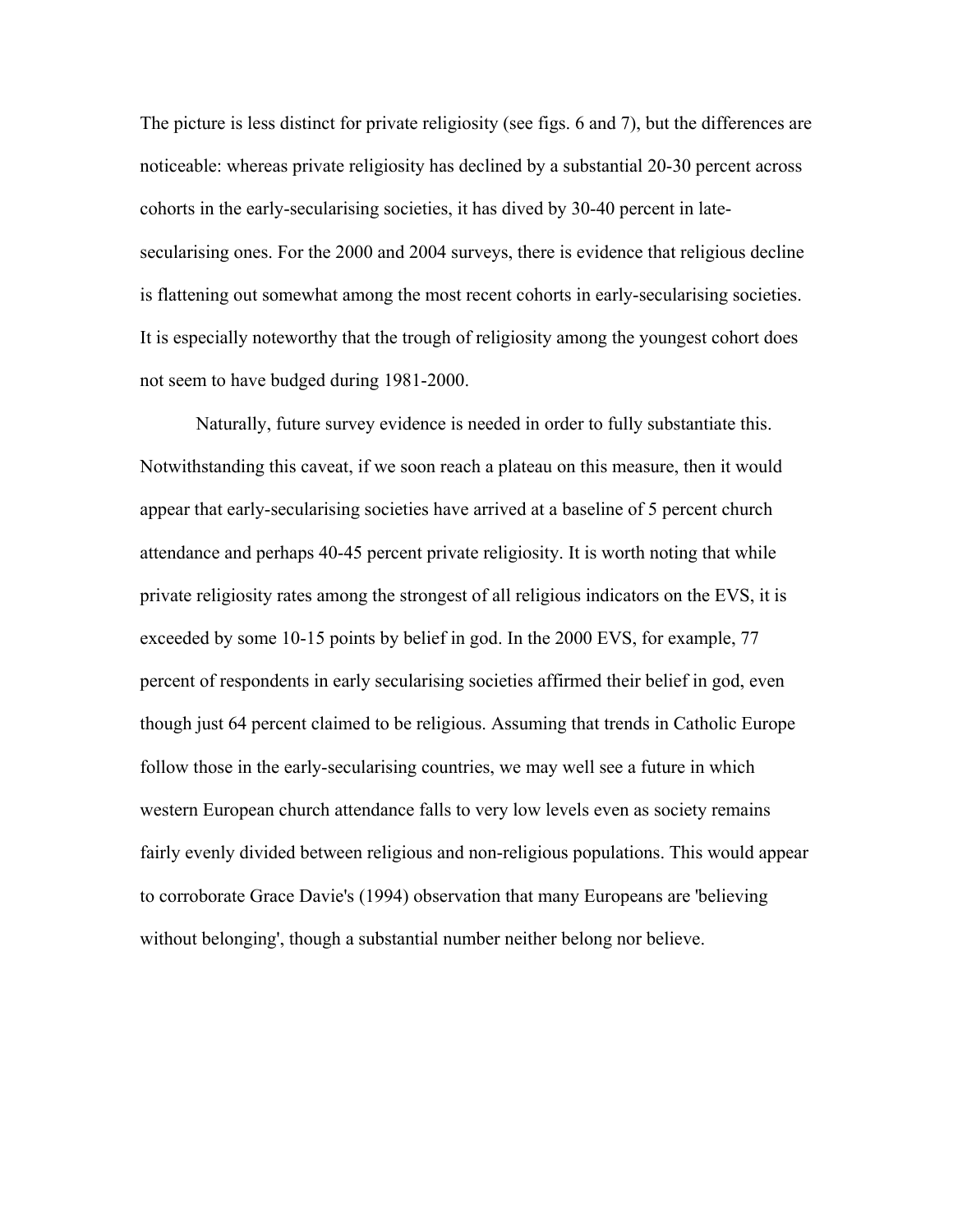The picture is less distinct for private religiosity (see figs. 6 and 7), but the differences are noticeable: whereas private religiosity has declined by a substantial 20-30 percent across cohorts in the early-secularising societies, it has dived by 30-40 percent in late-secularising ones. For the 2000 and 2004 surveys, there is evidence that religious decline is flattening out somewhat among the most recent cohorts in early-secularising societies. It is especially noteworthy that the trough of religiosity among the youngest cohort does not seem to have budged during 1981-2000.

Naturally, future survey evidence is needed in order to fully substantiate this. Notwithstanding this caveat, if we soon reach a plateau on this measure, then it would appear that early-secularising societies have arrived at a baseline of 5 percent church attendance and perhaps 40-45 percent private religiosity. It is worth noting that while private religiosity rates among the strongest of all religious indicators on the EVS, it is exceeded by some 10-15 points by belief in god. In the 2000 EVS, for example, 77 percent of respondents in early secularising societies affirmed their belief in god, even though just 64 percent claimed to be religious. Assuming that trends in Catholic Europe follow those in the early-secularising countries, we may well see a future in which western European church attendance falls to very low levels even as society remains fairly evenly divided between religious and non-religious populations. This would appear to corroborate Grace Davie's (1994) observation that many Europeans are 'believing without belonging', though a substantial number neither belong nor believe.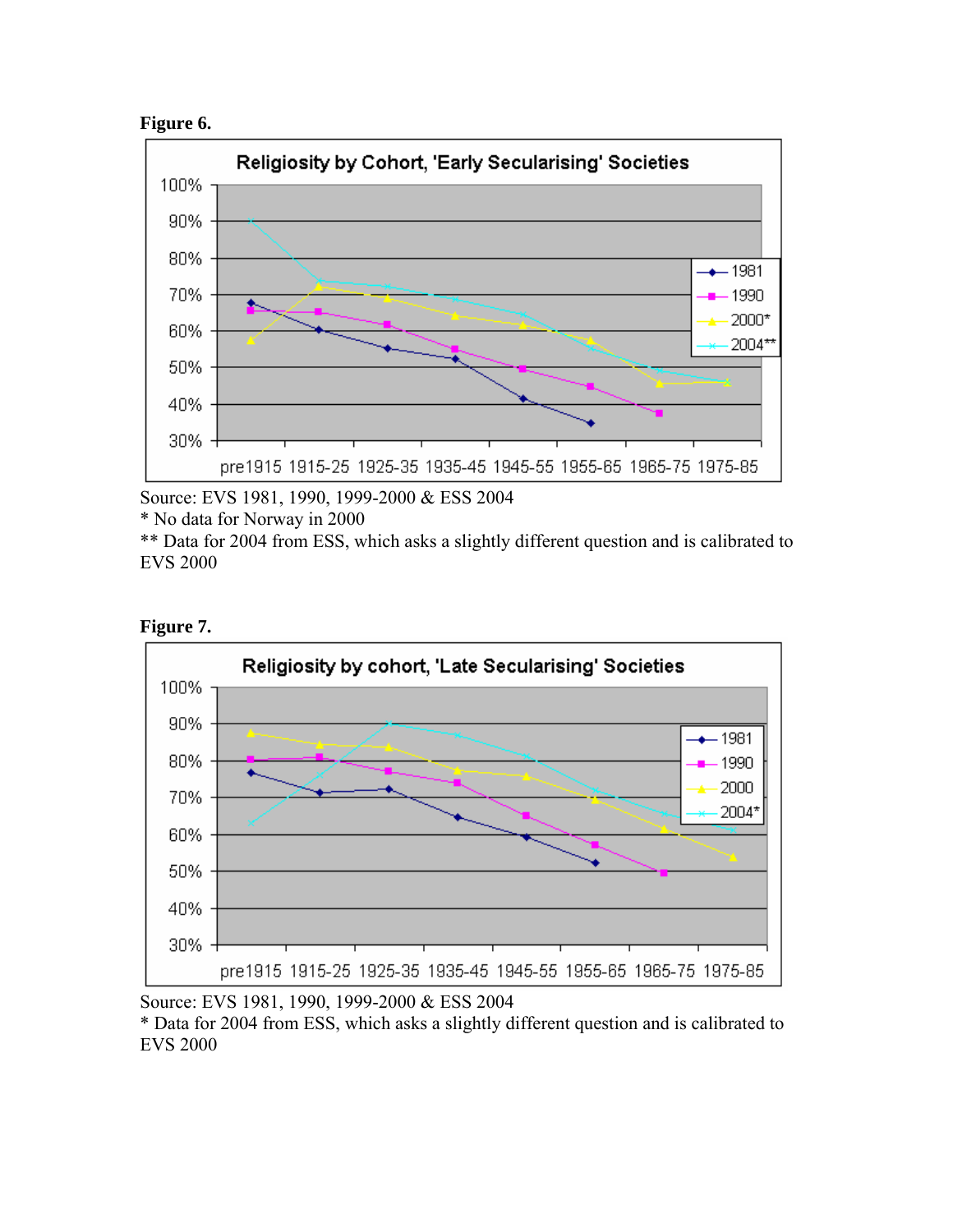**Figure 6.**

Religiosity by Cohort, 'Early Secularising' Societies

100%
90%
80%
70%
60%
50%
40%
30%

pre1915 1915-25 1925-35 1935-45 1945-55 1955-65 1965-75 1975-85

1981
1990
2000*
2004**

Source: EVS 1981, 1990, 1999-2000 & ESS 2004
* No data for Norway in 2000
** Data for 2004 from ESS, which asks a slightly different question and is calibrated to EVS 2000

**Figure 7.**

Religiosity by cohort, 'Late Secularising' Societies

100%
90%
80%
70%
60%
50%
40%
30%

pre1915 1915-25 1925-35 1935-45 1945-55 1955-65 1965-75 1975-85

1981
1990
2000
2004*

Source: EVS 1981, 1990, 1999-2000 & ESS 2004
* Data for 2004 from ESS, which asks a slightly different question and is calibrated to EVS 2000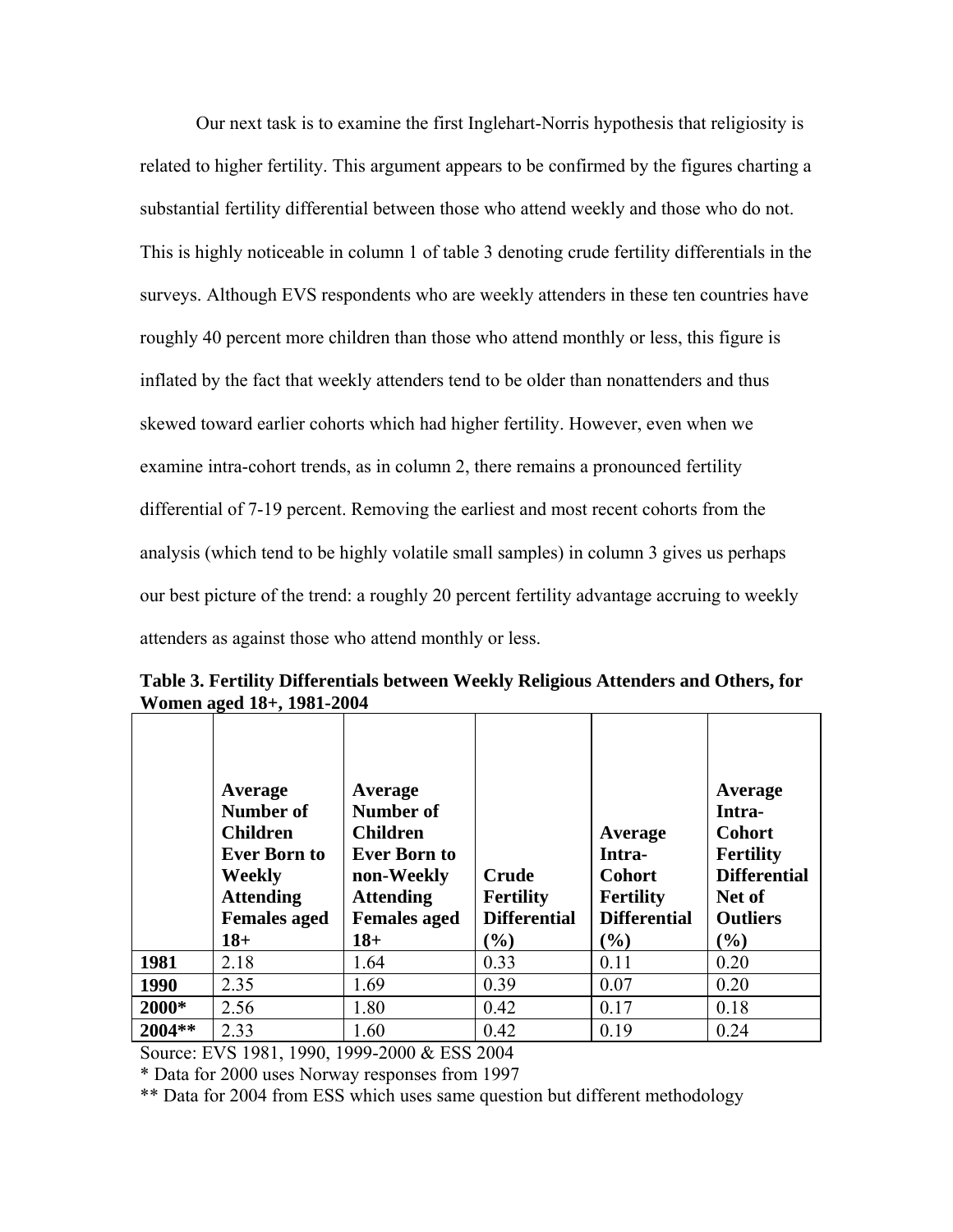Our next task is to examine the first Inglehart-Norris hypothesis that religiosity is related to higher fertility. This argument appears to be confirmed by the figures charting a substantial fertility differential between those who attend weekly and those who do not. This is highly noticeable in column 1 of table 3 denoting crude fertility differentials in the surveys. Although EVS respondents who are weekly attenders in these ten countries have roughly 40 percent more children than those who attend monthly or less, this figure is inflated by the fact that weekly attenders tend to be older than nonattenders and thus skewed toward earlier cohorts which had higher fertility. However, even when we examine intra-cohort trends, as in column 2, there remains a pronounced fertility differential of 7-19 percent. Removing the earliest and most recent cohorts from the analysis (which tend to be highly volatile small samples) in column 3 gives us perhaps our best picture of the trend: a roughly 20 percent fertility advantage accruing to weekly attenders as against those who attend monthly or less.

**Table 3. Fertility Differentials between Weekly Religious Attenders and Others, for Women aged 18+, 1981-2004**

| | Average Number of Children Ever Born to Weekly Attending Females aged 18+ | Average Number of Children Ever Born to non-Weekly Attending Females aged 18+ | Crude Fertility Differential (%) | Average Intra-Cohort Fertility Differential (%) | Average Intra-Cohort Fertility Differential Net of Outliers (%) |
|---|---|---|---|---|---|
| **1981** | 2.18 | 1.64 | 0.33 | 0.11 | 0.20 |
| **1990** | 2.35 | 1.69 | 0.39 | 0.07 | 0.20 |
| **2000*** | 2.56 | 1.80 | 0.42 | 0.17 | 0.18 |
| **2004**** | 2.33 | 1.60 | 0.42 | 0.19 | 0.24 |

Source: EVS 1981, 1990, 1999-2000 & ESS 2004

* Data for 2000 uses Norway responses from 1997

** Data for 2004 from ESS which uses same question but different methodology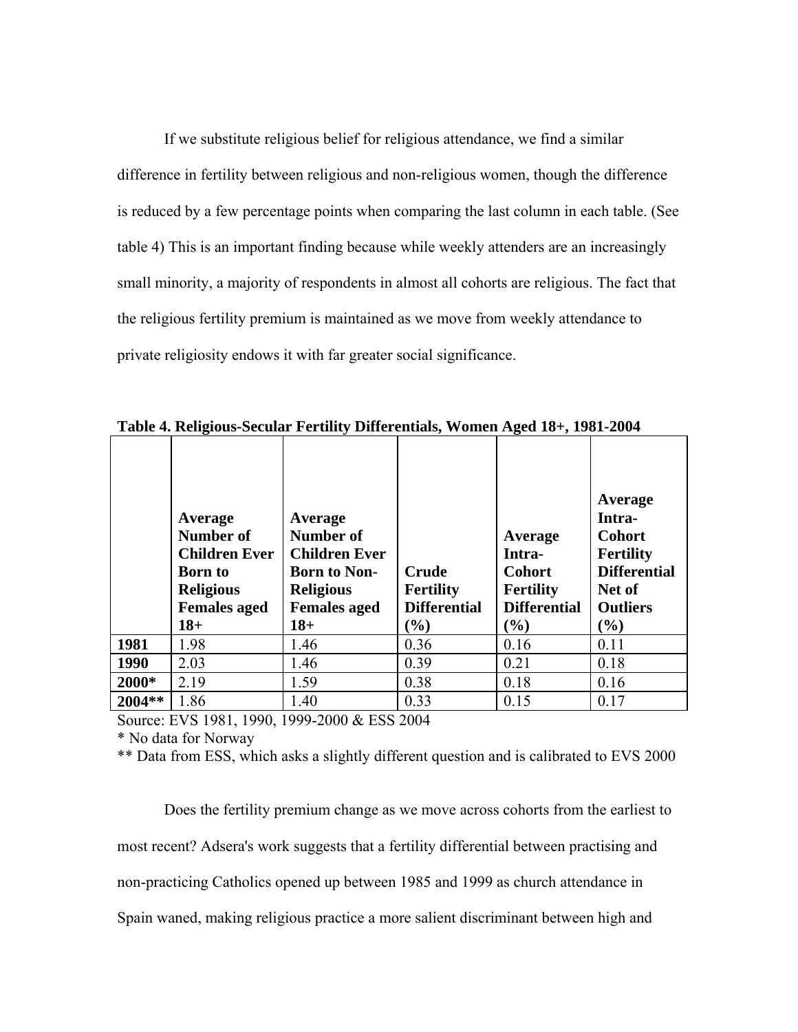If we substitute religious belief for religious attendance, we find a similar difference in fertility between religious and non-religious women, though the difference is reduced by a few percentage points when comparing the last column in each table. (See table 4) This is an important finding because while weekly attenders are an increasingly small minority, a majority of respondents in almost all cohorts are religious. The fact that the religious fertility premium is maintained as we move from weekly attendance to private religiosity endows it with far greater social significance.

**Table 4. Religious-Secular Fertility Differentials, Women Aged 18+, 1981-2004**

| | Average Number of Children Ever Born to Religious Females aged 18+ | Average Number of Children Ever Born to Non-Religious Females aged 18+ | Crude Fertility Differential (%) | Average Intra-Cohort Fertility Differential (%) | Average Intra-Cohort Fertility Differential Net of Outliers (%) |
|---|---|---|---|---|---|
| **1981** | 1.98 | 1.46 | 0.36 | 0.16 | 0.11 |
| **1990** | 2.03 | 1.46 | 0.39 | 0.21 | 0.18 |
| **2000*** | 2.19 | 1.59 | 0.38 | 0.18 | 0.16 |
| **2004**** | 1.86 | 1.40 | 0.33 | 0.15 | 0.17 |

Source: EVS 1981, 1990, 1999-2000 & ESS 2004

\* No data for Norway

** Data from ESS, which asks a slightly different question and is calibrated to EVS 2000

Does the fertility premium change as we move across cohorts from the earliest to most recent? Adsera's work suggests that a fertility differential between practising and non-practicing Catholics opened up between 1985 and 1999 as church attendance in Spain waned, making religious practice a more salient discriminant between high and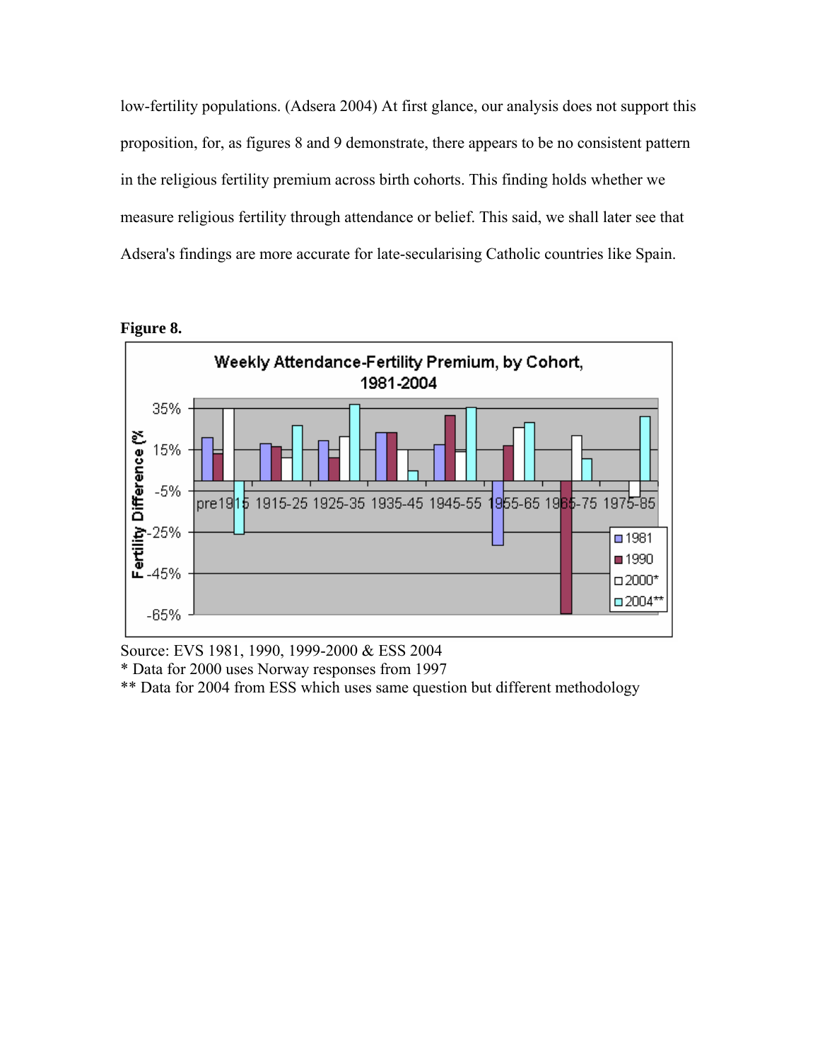low-fertility populations. (Adsera 2004) At first glance, our analysis does not support this proposition, for, as figures 8 and 9 demonstrate, there appears to be no consistent pattern in the religious fertility premium across birth cohorts. This finding holds whether we measure religious fertility through attendance or belief. This said, we shall later see that Adsera's findings are more accurate for late-secularising Catholic countries like Spain.

**Figure 8.**

Weekly Attendance-Fertility Premium, by Cohort, 1981-2004

Fertility Difference (%

35%
15%
-5%
-25%
-45%
-65%

pre1915 1915-25 1925-35 1935-45 1945-55 1955-65 1965-75 1975-85

1981
1990
2000*
2004**

Source: EVS 1981, 1990, 1999-2000 & ESS 2004
\* Data for 2000 uses Norway responses from 1997
\*\* Data for 2004 from ESS which uses same question but different methodology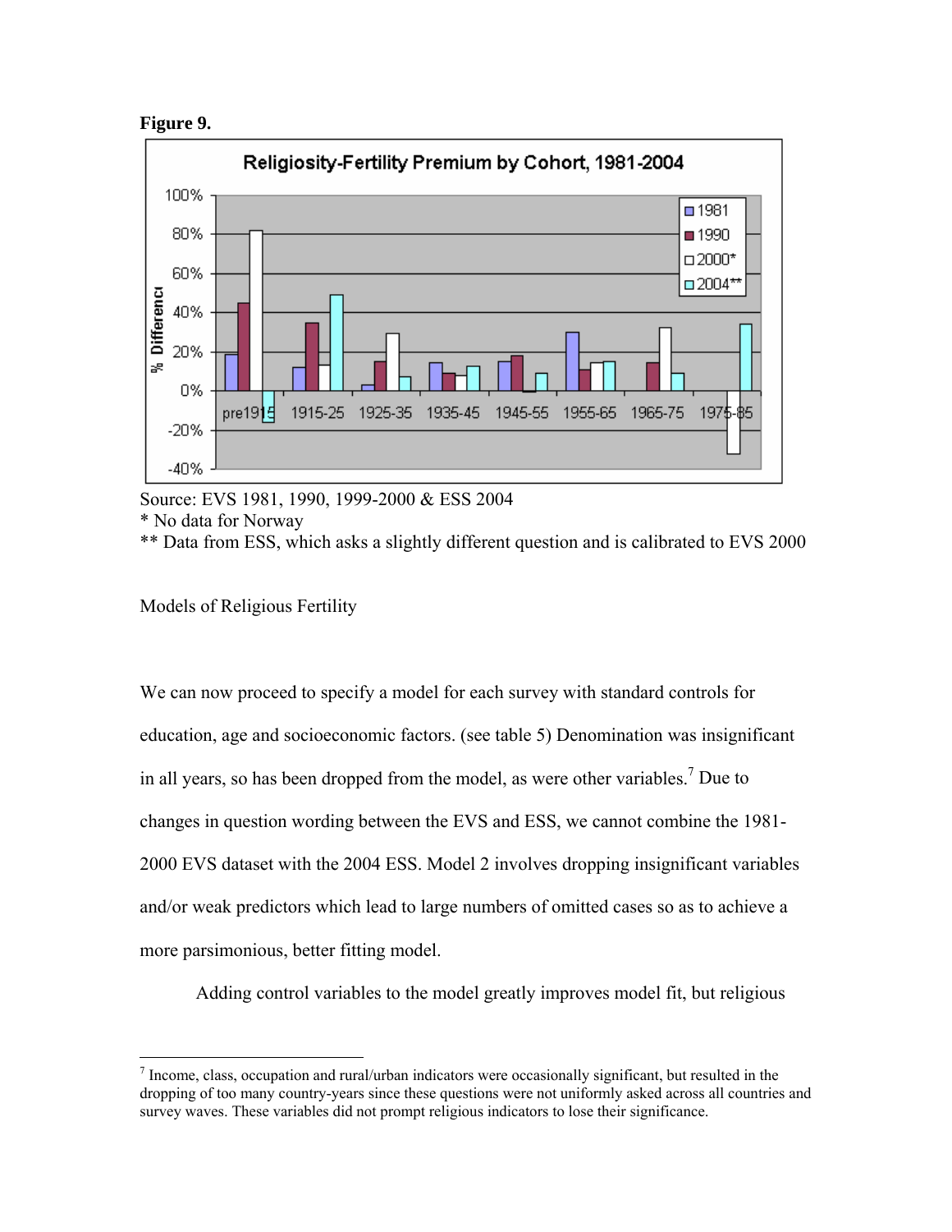**Figure 9.**

Religiosity-Fertility Premium by Cohort, 1981-2004

% Difference

100%
80%
60%
40%
20%
0%
-20%
-40%

pre1915
1915-25
1925-35
1935-45
1945-55
1955-65
1965-75
1975-85

1981
1990
2000*
2004**

Source: EVS 1981, 1990, 1999-2000 & ESS 2004

\* No data for Norway

\*\* Data from ESS, which asks a slightly different question and is calibrated to EVS 2000

Models of Religious Fertility

We can now proceed to specify a model for each survey with standard controls for education, age and socioeconomic factors. (see table 5) Denomination was insignificant in all years, so has been dropped from the model, as were other variables.[7] Due to changes in question wording between the EVS and ESS, we cannot combine the 1981-2000 EVS dataset with the 2004 ESS. Model 2 involves dropping insignificant variables and/or weak predictors which lead to large numbers of omitted cases so as to achieve a more parsimonious, better fitting model.

Adding control variables to the model greatly improves model fit, but religious

[7] Income, class, occupation and rural/urban indicators were occasionally significant, but resulted in the dropping of too many country-years since these questions were not uniformly asked across all countries and survey waves. These variables did not prompt religious indicators to lose their significance.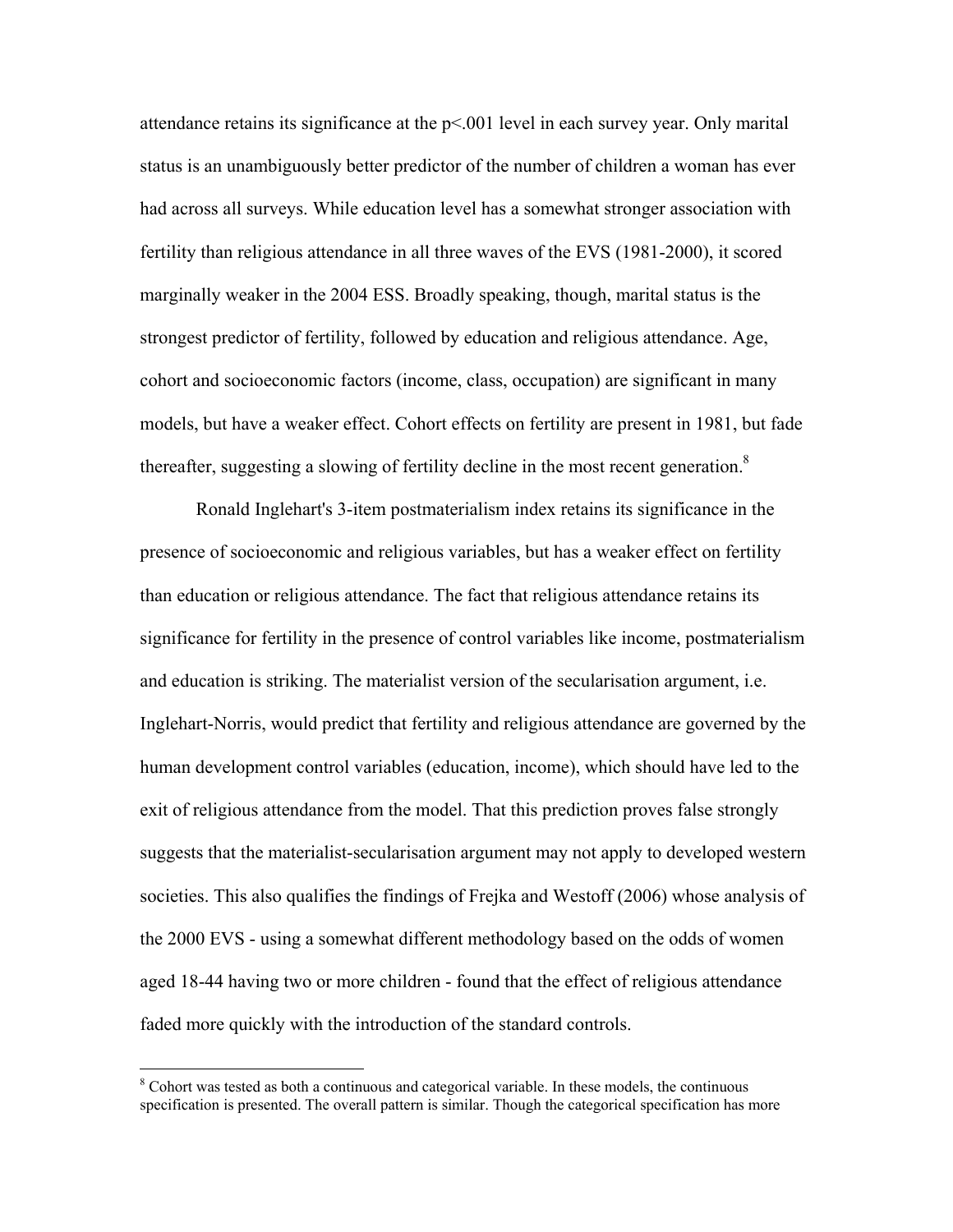attendance retains its significance at the $p<.001$ level in each survey year. Only marital status is an unambiguously better predictor of the number of children a woman has ever had across all surveys. While education level has a somewhat stronger association with fertility than religious attendance in all three waves of the EVS (1981-2000), it scored marginally weaker in the 2004 ESS. Broadly speaking, though, marital status is the strongest predictor of fertility, followed by education and religious attendance. Age, cohort and socioeconomic factors (income, class, occupation) are significant in many models, but have a weaker effect. Cohort effects on fertility are present in 1981, but fade thereafter, suggesting a slowing of fertility decline in the most recent generation.[8]

Ronald Inglehart's 3-item postmaterialism index retains its significance in the presence of socioeconomic and religious variables, but has a weaker effect on fertility than education or religious attendance. The fact that religious attendance retains its significance for fertility in the presence of control variables like income, postmaterialism and education is striking. The materialist version of the secularisation argument, i.e. Inglehart-Norris, would predict that fertility and religious attendance are governed by the human development control variables (education, income), which should have led to the exit of religious attendance from the model. That this prediction proves false strongly suggests that the materialist-secularisation argument may not apply to developed western societies. This also qualifies the findings of Frejka and Westoff (2006) whose analysis of the 2000 EVS - using a somewhat different methodology based on the odds of women aged 18-44 having two or more children - found that the effect of religious attendance faded more quickly with the introduction of the standard controls.

[8] Cohort was tested as both a continuous and categorical variable. In these models, the continuous specification is presented. The overall pattern is similar. Though the categorical specification has more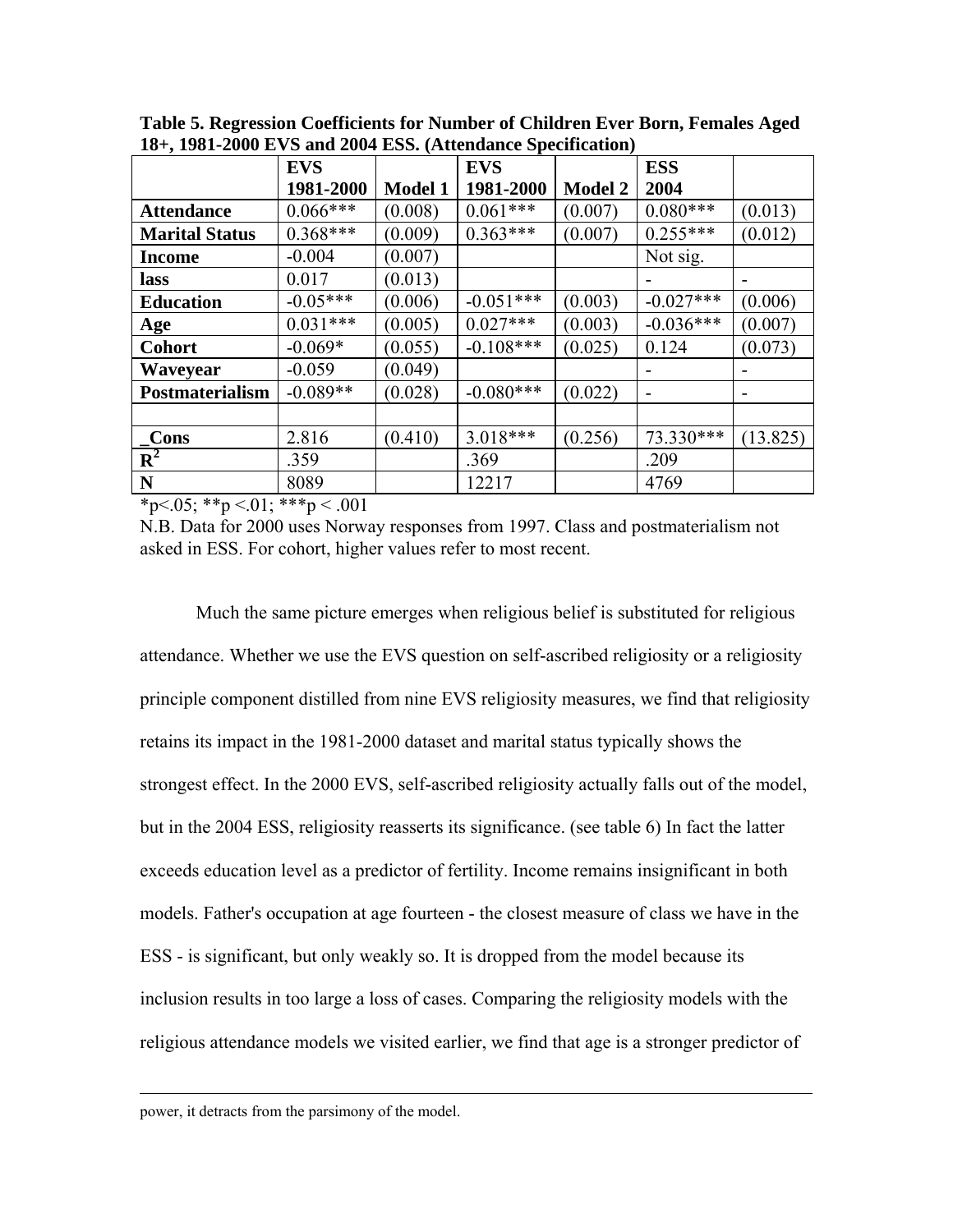**Table 5. Regression Coefficients for Number of Children Ever Born, Females Aged 18+, 1981-2000 EVS and 2004 ESS. (Attendance Specification)**

| | EVS 1981-2000 | Model 1 | EVS 1981-2000 | Model 2 | ESS 2004 | |
|---|---|---|---|---|---|---|
| **Attendance** | 0.066*** | (0.008) | 0.061*** | (0.007) | 0.080*** | (0.013) |
| **Marital Status** | 0.368*** | (0.009) | 0.363*** | (0.007) | 0.255*** | (0.012) |
| **Income** | -0.004 | (0.007) | | | Not sig. | |
| **lass** | 0.017 | (0.013) | | | - | - |
| **Education** | -0.05*** | (0.006) | -0.051*** | (0.003) | -0.027*** | (0.006) |
| **Age** | 0.031*** | (0.005) | 0.027*** | (0.003) | -0.036*** | (0.007) |
| **Cohort** | -0.069* | (0.055) | -0.108*** | (0.025) | 0.124 | (0.073) |
| **Waveyear** | -0.059 | (0.049) | | | - | - |
| **Postmaterialism** | -0.089** | (0.028) | -0.080*** | (0.022) | - | - |
| | | | | | | |
| **_Cons** | 2.816 | (0.410) | 3.018*** | (0.256) | 73.330*** | (13.825) |
| $R^2$ | .359 | | .369 | | .209 | |
| **N** | 8089 | | 12217 | | 4769 | |

*p<.05; **p <.01; ***p < .001

N.B. Data for 2000 uses Norway responses from 1997. Class and postmaterialism not asked in ESS. For cohort, higher values refer to most recent.

Much the same picture emerges when religious belief is substituted for religious attendance. Whether we use the EVS question on self-ascribed religiosity or a religiosity principle component distilled from nine EVS religiosity measures, we find that religiosity retains its impact in the 1981-2000 dataset and marital status typically shows the strongest effect. In the 2000 EVS, self-ascribed religiosity actually falls out of the model, but in the 2004 ESS, religiosity reasserts its significance. (see table 6) In fact the latter exceeds education level as a predictor of fertility. Income remains insignificant in both models. Father's occupation at age fourteen - the closest measure of class we have in the ESS - is significant, but only weakly so. It is dropped from the model because its inclusion results in too large a loss of cases. Comparing the religiosity models with the religious attendance models we visited earlier, we find that age is a stronger predictor of

power, it detracts from the parsimony of the model.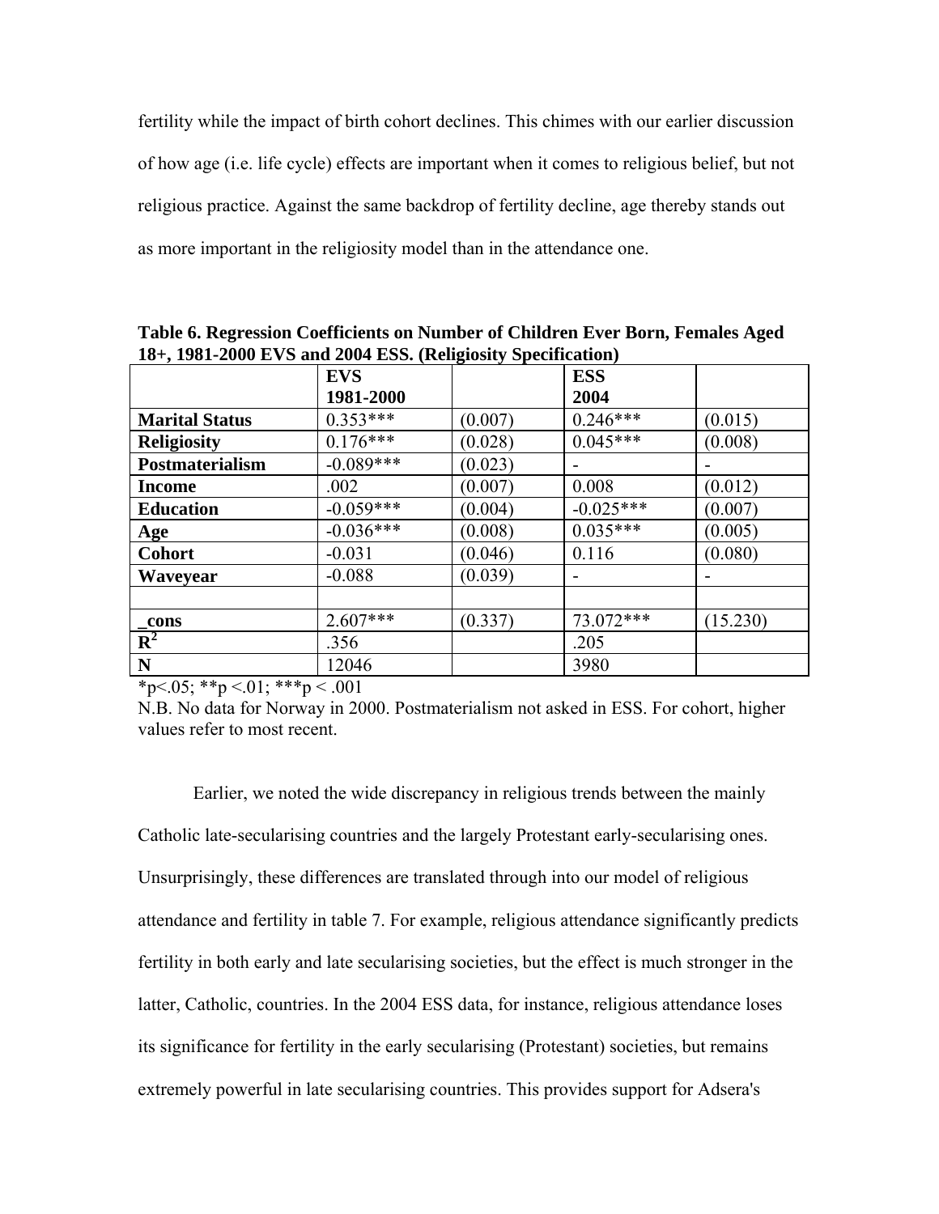fertility while the impact of birth cohort declines. This chimes with our earlier discussion of how age (i.e. life cycle) effects are important when it comes to religious belief, but not religious practice. Against the same backdrop of fertility decline, age thereby stands out as more important in the religiosity model than in the attendance one.

**Table 6. Regression Coefficients on Number of Children Ever Born, Females Aged 18+, 1981-2000 EVS and 2004 ESS. (Religiosity Specification)**

| | EVS 1981-2000 | | ESS 2004 | |
|---|---|---|---|---|
| **Marital Status** | 0.353*** | (0.007) | 0.246*** | (0.015) |
| **Religiosity** | 0.176*** | (0.028) | 0.045*** | (0.008) |
| **Postmaterialism** | -0.089*** | (0.023) | - | - |
| **Income** | .002 | (0.007) | 0.008 | (0.012) |
| **Education** | -0.059*** | (0.004) | -0.025*** | (0.007) |
| **Age** | -0.036*** | (0.008) | 0.035*** | (0.005) |
| **Cohort** | -0.031 | (0.046) | 0.116 | (0.080) |
| **Waveyear** | -0.088 | (0.039) | - | - |
| | | | | |
| **_cons** | 2.607*** | (0.337) | 73.072*** | (15.230) |
| **$R^2$** | .356 | | .205 | |
| **N** | 12046 | | 3980 | |

*p<.05; **p <.01; ***p < .001

N.B. No data for Norway in 2000. Postmaterialism not asked in ESS. For cohort, higher values refer to most recent.

Earlier, we noted the wide discrepancy in religious trends between the mainly Catholic late-secularising countries and the largely Protestant early-secularising ones. Unsurprisingly, these differences are translated through into our model of religious attendance and fertility in table 7. For example, religious attendance significantly predicts fertility in both early and late secularising societies, but the effect is much stronger in the latter, Catholic, countries. In the 2004 ESS data, for instance, religious attendance loses its significance for fertility in the early secularising (Protestant) societies, but remains extremely powerful in late secularising countries. This provides support for Adsera's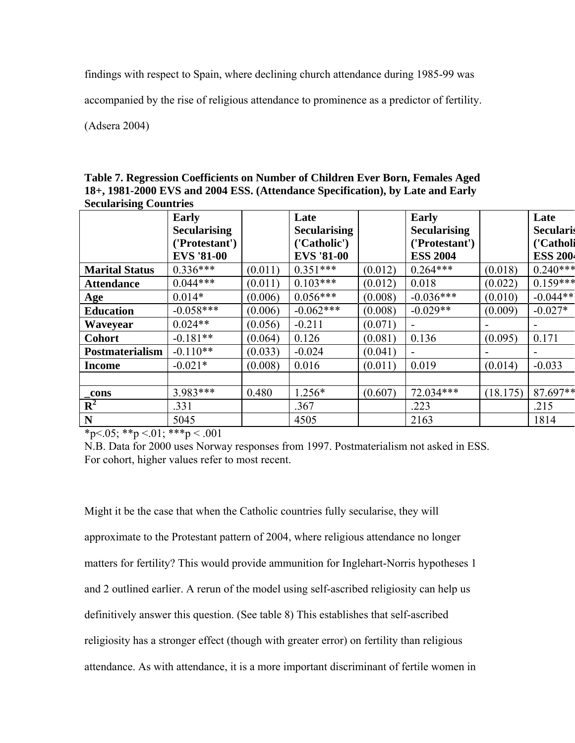findings with respect to Spain, where declining church attendance during 1985-99 was accompanied by the rise of religious attendance to prominence as a predictor of fertility. (Adsera 2004)

**Table 7. Regression Coefficients on Number of Children Ever Born, Females Aged 18+, 1981-2000 EVS and 2004 ESS. (Attendance Specification), by Late and Early Secularising Countries**

| | Early Secularising ('Protestant') EVS '81-00 | | Late Secularising ('Catholic') EVS '81-00 | | Early Secularising ('Protestant') ESS 2004 | | Late Secularis ('Catholi ESS 200 |
|---|---|---|---|---|---|---|---|
| **Marital Status** | 0.336*** | (0.011) | 0.351*** | (0.012) | 0.264*** | (0.018) | 0.240*** |
| **Attendance** | 0.044*** | (0.011) | 0.103*** | (0.012) | 0.018 | (0.022) | 0.159*** |
| **Age** | 0.014* | (0.006) | 0.056*** | (0.008) | -0.036*** | (0.010) | -0.044** |
| **Education** | -0.058*** | (0.006) | -0.062*** | (0.008) | -0.029** | (0.009) | -0.027* |
| **Waveyear** | 0.024** | (0.056) | -0.211 | (0.071) | - | - | - |
| **Cohort** | -0.181** | (0.064) | 0.126 | (0.081) | 0.136 | (0.095) | 0.171 |
| **Postmaterialism** | -0.110** | (0.033) | -0.024 | (0.041) | - | - | - |
| **Income** | -0.021* | (0.008) | 0.016 | (0.011) | 0.019 | (0.014) | -0.033 |
| | | | | | | | |
| **_cons** | 3.983*** | 0.480 | 1.256* | (0.607) | 72.034*** | (18.175) | 87.697** |
| **$R^2$** | .331 | | .367 | | .223 | | .215 |
| **N** | 5045 | | 4505 | | 2163 | | 1814 |

*p<.05; **p <.01; ***p < .001

N.B. Data for 2000 uses Norway responses from 1997. Postmaterialism not asked in ESS. For cohort, higher values refer to most recent.

Might it be the case that when the Catholic countries fully secularise, they will approximate to the Protestant pattern of 2004, where religious attendance no longer matters for fertility? This would provide ammunition for Inglehart-Norris hypotheses 1 and 2 outlined earlier. A rerun of the model using self-ascribed religiosity can help us definitively answer this question. (See table 8) This establishes that self-ascribed religiosity has a stronger effect (though with greater error) on fertility than religious attendance. As with attendance, it is a more important discriminant of fertile women in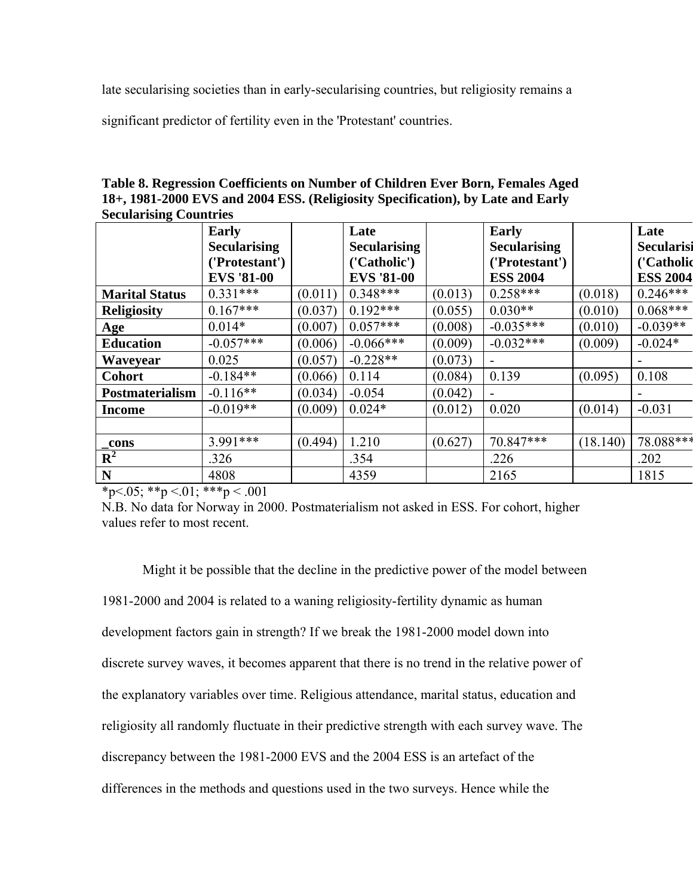late secularising societies than in early-secularising countries, but religiosity remains a significant predictor of fertility even in the 'Protestant' countries.

**Table 8. Regression Coefficients on Number of Children Ever Born, Females Aged 18+, 1981-2000 EVS and 2004 ESS. (Religiosity Specification), by Late and Early Secularising Countries**

| | Early Secularising ('Protestant') EVS '81-00 | | Late Secularising ('Catholic') EVS '81-00 | | Early Secularising ('Protestant') ESS 2004 | | Late Secularisi ('Catholic ESS 2004 |
|---|---|---|---|---|---|---|---|
| **Marital Status** | 0.331*** | (0.011) | 0.348*** | (0.013) | 0.258*** | (0.018) | 0.246*** |
| **Religiosity** | 0.167*** | (0.037) | 0.192*** | (0.055) | 0.030** | (0.010) | 0.068*** |
| **Age** | 0.014* | (0.007) | 0.057*** | (0.008) | -0.035*** | (0.010) | -0.039** |
| **Education** | -0.057*** | (0.006) | -0.066*** | (0.009) | -0.032*** | (0.009) | -0.024* |
| **Waveyear** | 0.025 | (0.057) | -0.228** | (0.073) | - | | - |
| **Cohort** | -0.184** | (0.066) | 0.114 | (0.084) | 0.139 | (0.095) | 0.108 |
| **Postmaterialism** | -0.116** | (0.034) | -0.054 | (0.042) | - | | - |
| **Income** | -0.019** | (0.009) | 0.024* | (0.012) | 0.020 | (0.014) | -0.031 |
| | | | | | | | |
| **_cons** | 3.991*** | (0.494) | 1.210 | (0.627) | 70.847*** | (18.140) | 78.088*** |
| **$R^2$** | .326 | | .354 | | .226 | | .202 |
| **N** | 4808 | | 4359 | | 2165 | | 1815 |

*p<.05; **p <.01; ***p < .001

N.B. No data for Norway in 2000. Postmaterialism not asked in ESS. For cohort, higher values refer to most recent.

Might it be possible that the decline in the predictive power of the model between 1981-2000 and 2004 is related to a waning religiosity-fertility dynamic as human development factors gain in strength? If we break the 1981-2000 model down into discrete survey waves, it becomes apparent that there is no trend in the relative power of the explanatory variables over time. Religious attendance, marital status, education and religiosity all randomly fluctuate in their predictive strength with each survey wave. The discrepancy between the 1981-2000 EVS and the 2004 ESS is an artefact of the differences in the methods and questions used in the two surveys. Hence while the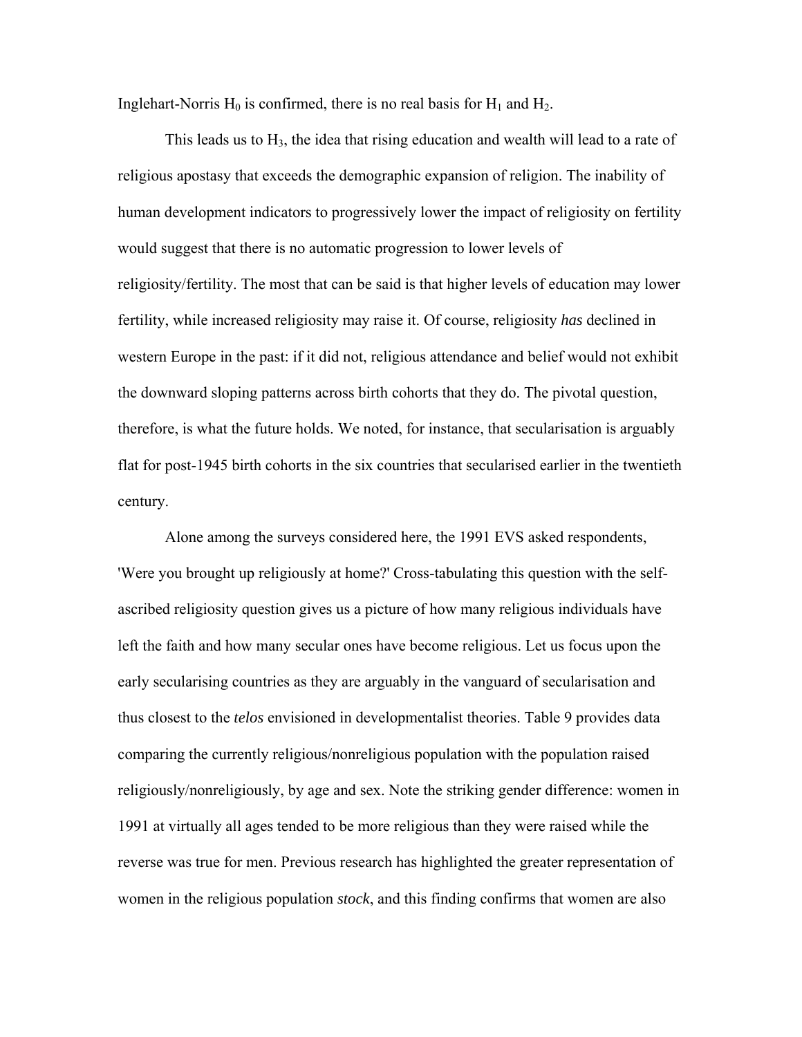Inglehart-Norris $H_0$ is confirmed, there is no real basis for $H_1$ and $H_2$.

This leads us to $H_3$, the idea that rising education and wealth will lead to a rate of religious apostasy that exceeds the demographic expansion of religion. The inability of human development indicators to progressively lower the impact of religiosity on fertility would suggest that there is no automatic progression to lower levels of religiosity/fertility. The most that can be said is that higher levels of education may lower fertility, while increased religiosity may raise it. Of course, religiosity *has* declined in western Europe in the past: if it did not, religious attendance and belief would not exhibit the downward sloping patterns across birth cohorts that they do. The pivotal question, therefore, is what the future holds. We noted, for instance, that secularisation is arguably flat for post-1945 birth cohorts in the six countries that secularised earlier in the twentieth century.

Alone among the surveys considered here, the 1991 EVS asked respondents, 'Were you brought up religiously at home?' Cross-tabulating this question with the self-ascribed religiosity question gives us a picture of how many religious individuals have left the faith and how many secular ones have become religious. Let us focus upon the early secularising countries as they are arguably in the vanguard of secularisation and thus closest to the *telos* envisioned in developmentalist theories. Table 9 provides data comparing the currently religious/nonreligious population with the population raised religiously/nonreligiously, by age and sex. Note the striking gender difference: women in 1991 at virtually all ages tended to be more religious than they were raised while the reverse was true for men. Previous research has highlighted the greater representation of women in the religious population *stock*, and this finding confirms that women are also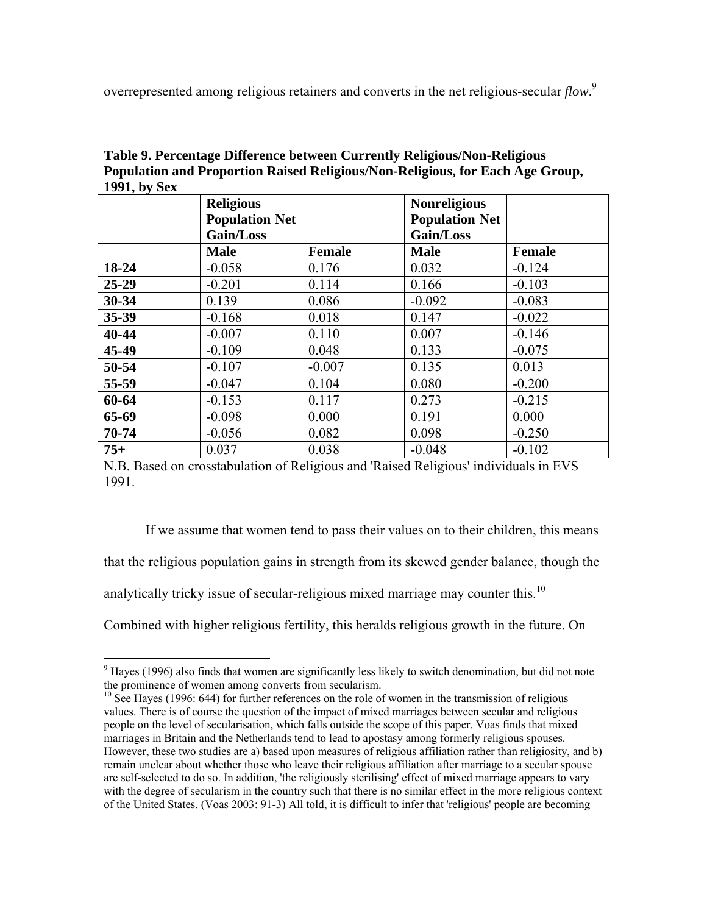overrepresented among religious retainers and converts in the net religious-secular *flow*.[9]

**Table 9. Percentage Difference between Currently Religious/Non-Religious Population and Proportion Raised Religious/Non-Religious, for Each Age Group, 1991, by Sex**

| | **Religious Population Net Gain/Loss** | | **Nonreligious Population Net Gain/Loss** | |
|---|---|---|---|---|
| | **Male** | **Female** | **Male** | **Female** |
| **18-24** | -0.058 | 0.176 | 0.032 | -0.124 |
| **25-29** | -0.201 | 0.114 | 0.166 | -0.103 |
| **30-34** | 0.139 | 0.086 | -0.092 | -0.083 |
| **35-39** | -0.168 | 0.018 | 0.147 | -0.022 |
| **40-44** | -0.007 | 0.110 | 0.007 | -0.146 |
| **45-49** | -0.109 | 0.048 | 0.133 | -0.075 |
| **50-54** | -0.107 | -0.007 | 0.135 | 0.013 |
| **55-59** | -0.047 | 0.104 | 0.080 | -0.200 |
| **60-64** | -0.153 | 0.117 | 0.273 | -0.215 |
| **65-69** | -0.098 | 0.000 | 0.191 | 0.000 |
| **70-74** | -0.056 | 0.082 | 0.098 | -0.250 |
| **75+** | 0.037 | 0.038 | -0.048 | -0.102 |

N.B. Based on crosstabulation of Religious and 'Raised Religious' individuals in EVS 1991.

If we assume that women tend to pass their values on to their children, this means that the religious population gains in strength from its skewed gender balance, though the analytically tricky issue of secular-religious mixed marriage may counter this.[10] Combined with higher religious fertility, this heralds religious growth in the future. On

[9] Hayes (1996) also finds that women are significantly less likely to switch denomination, but did not note the prominence of women among converts from secularism.

[10] See Hayes (1996: 644) for further references on the role of women in the transmission of religious values. There is of course the question of the impact of mixed marriages between secular and religious people on the level of secularisation, which falls outside the scope of this paper. Voas finds that mixed marriages in Britain and the Netherlands tend to lead to apostasy among formerly religious spouses. However, these two studies are a) based upon measures of religious affiliation rather than religiosity, and b) remain unclear about whether those who leave their religious affiliation after marriage to a secular spouse are self-selected to do so. In addition, 'the religiously sterilising' effect of mixed marriage appears to vary with the degree of secularism in the country such that there is no similar effect in the more religious context of the United States. (Voas 2003: 91-3) All told, it is difficult to infer that 'religious' people are becoming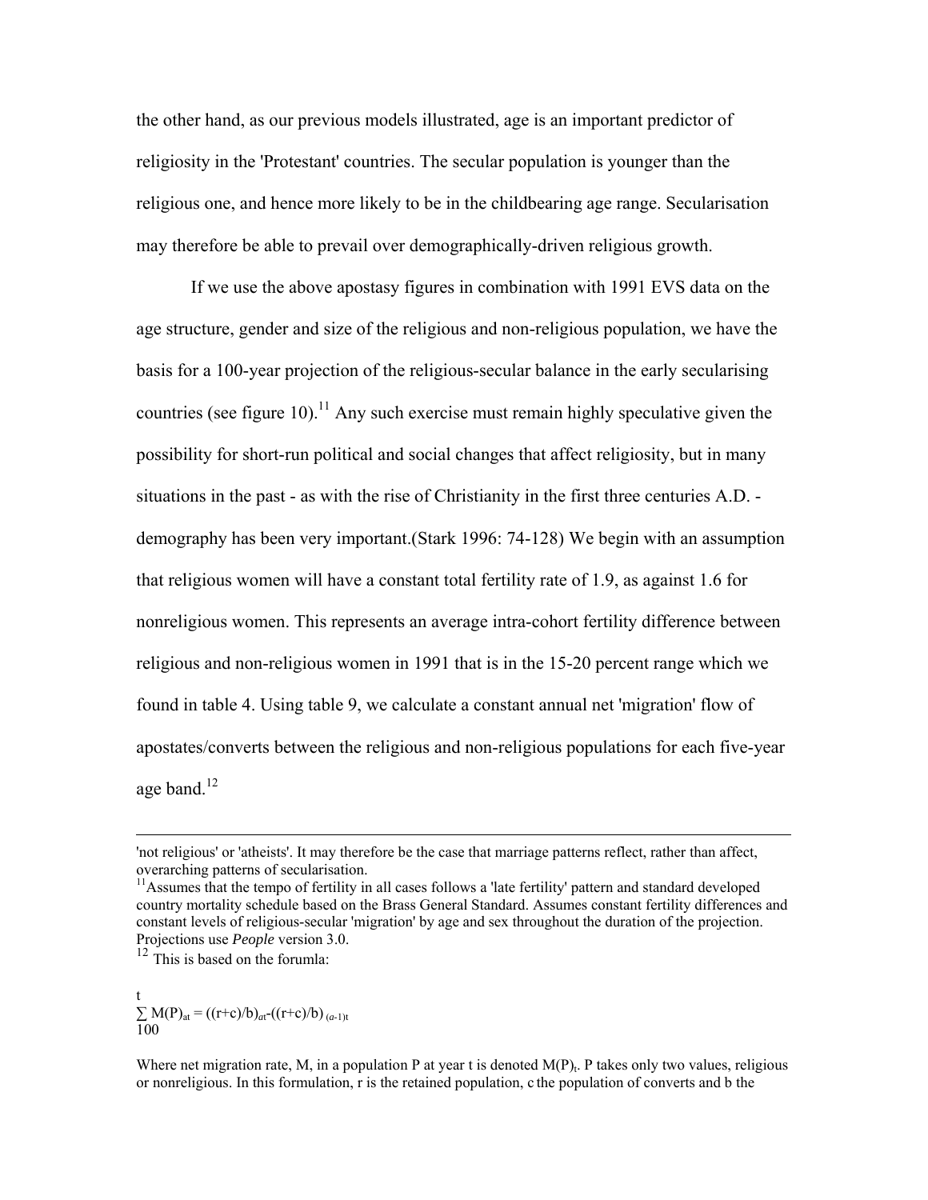the other hand, as our previous models illustrated, age is an important predictor of religiosity in the 'Protestant' countries. The secular population is younger than the religious one, and hence more likely to be in the childbearing age range. Secularisation may therefore be able to prevail over demographically-driven religious growth.

If we use the above apostasy figures in combination with 1991 EVS data on the age structure, gender and size of the religious and non-religious population, we have the basis for a 100-year projection of the religious-secular balance in the early secularising countries (see figure 10).[11] Any such exercise must remain highly speculative given the possibility for short-run political and social changes that affect religiosity, but in many situations in the past - as with the rise of Christianity in the first three centuries A.D. - demography has been very important.(Stark 1996: 74-128) We begin with an assumption that religious women will have a constant total fertility rate of 1.9, as against 1.6 for nonreligious women. This represents an average intra-cohort fertility difference between religious and non-religious women in 1991 that is in the 15-20 percent range which we found in table 4. Using table 9, we calculate a constant annual net 'migration' flow of apostates/converts between the religious and non-religious populations for each five-year age band.[12]

---

'not religious' or 'atheists'. It may therefore be the case that marriage patterns reflect, rather than affect, overarching patterns of secularisation.

[11] Assumes that the tempo of fertility in all cases follows a 'late fertility' pattern and standard developed country mortality schedule based on the Brass General Standard. Assumes constant fertility differences and constant levels of religious-secular 'migration' by age and sex throughout the duration of the projection. Projections use *People* version 3.0.

[12] This is based on the forumla:

$$\sum_{100}^{t} M(P)_{at} = ((r+c)/b)_{at} - ((r+c)/b)_{(a-1)t}$$

Where net migration rate, M, in a population P at year t is denoted $M(P)_t$. P takes only two values, religious or nonreligious. In this formulation, r is the retained population, c the population of converts and b the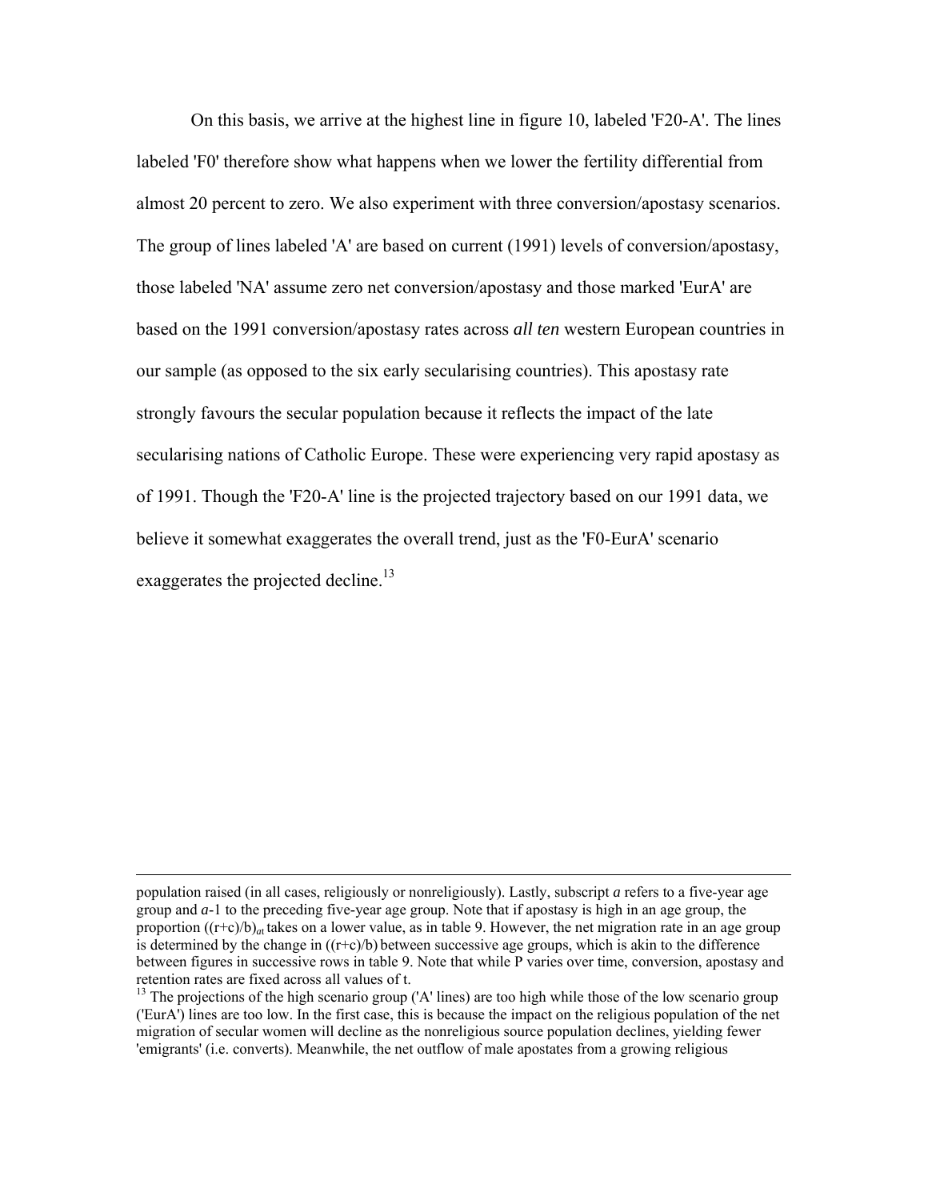On this basis, we arrive at the highest line in figure 10, labeled 'F20-A'. The lines labeled 'F0' therefore show what happens when we lower the fertility differential from almost 20 percent to zero. We also experiment with three conversion/apostasy scenarios. The group of lines labeled 'A' are based on current (1991) levels of conversion/apostasy, those labeled 'NA' assume zero net conversion/apostasy and those marked 'EurA' are based on the 1991 conversion/apostasy rates across *all ten* western European countries in our sample (as opposed to the six early secularising countries). This apostasy rate strongly favours the secular population because it reflects the impact of the late secularising nations of Catholic Europe. These were experiencing very rapid apostasy as of 1991. Though the 'F20-A' line is the projected trajectory based on our 1991 data, we believe it somewhat exaggerates the overall trend, just as the 'F0-EurA' scenario exaggerates the projected decline.[13]

---

population raised (in all cases, religiously or nonreligiously). Lastly, subscript *a* refers to a five-year age group and *a*-1 to the preceding five-year age group. Note that if apostasy is high in an age group, the proportion $((r+c)/b)_{at}$ takes on a lower value, as in table 9. However, the net migration rate in an age group is determined by the change in $((r+c)/b)$ between successive age groups, which is akin to the difference between figures in successive rows in table 9. Note that while P varies over time, conversion, apostasy and retention rates are fixed across all values of t.

[13] The projections of the high scenario group ('A' lines) are too high while those of the low scenario group ('EurA') lines are too low. In the first case, this is because the impact on the religious population of the net migration of secular women will decline as the nonreligious source population declines, yielding fewer 'emigrants' (i.e. converts). Meanwhile, the net outflow of male apostates from a growing religious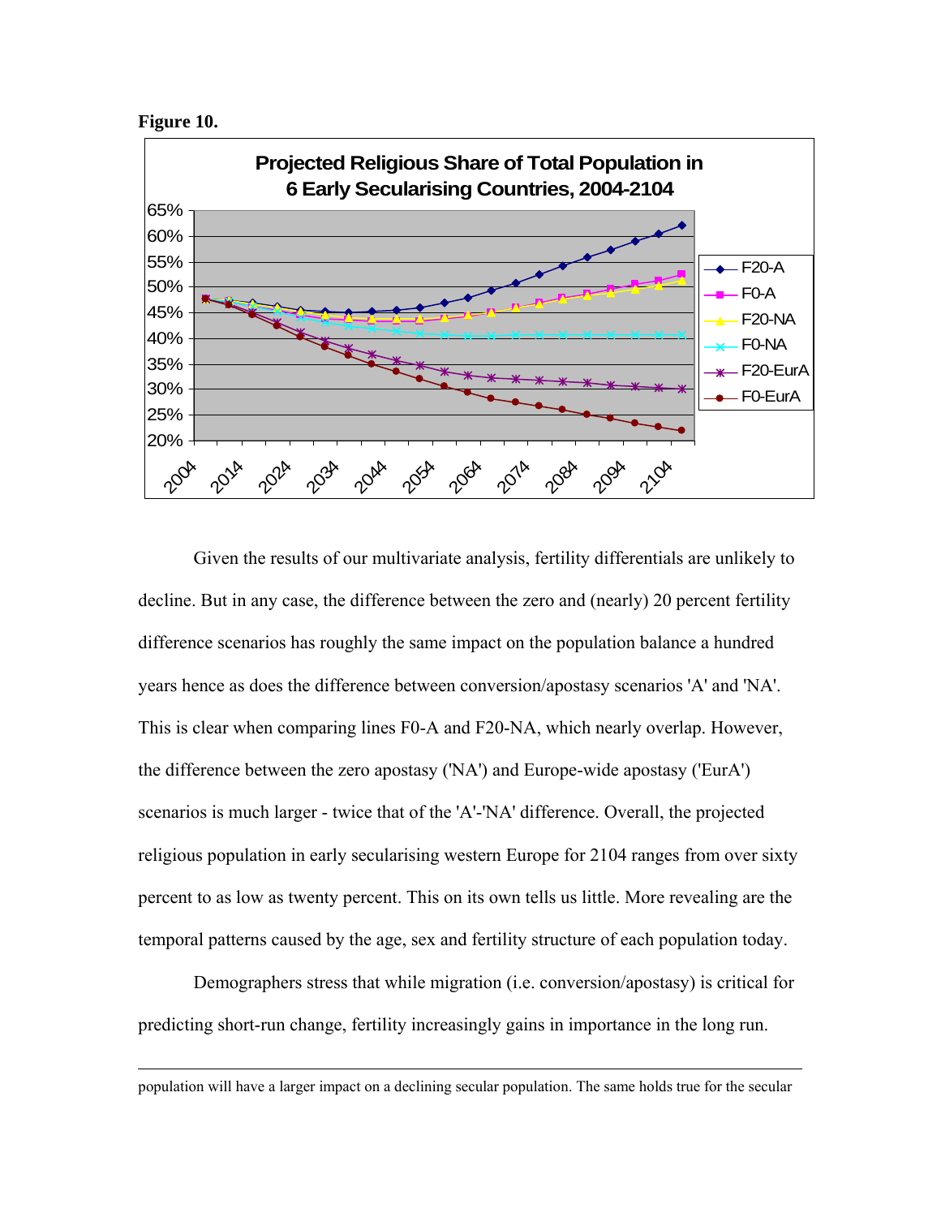**Figure 10.**

Projected Religious Share of Total Population in 6 Early Secularising Countries, 2004-2104

65%
60%
55%
50%
45%
40%
35%
30%
25%
20%

2004 2014 2024 2034 2044 2054 2064 2074 2084 2094 2104

F20-A
F0-A
F20-NA
F0-NA
F20-EurA
F0-EurA

Given the results of our multivariate analysis, fertility differentials are unlikely to decline. But in any case, the difference between the zero and (nearly) 20 percent fertility difference scenarios has roughly the same impact on the population balance a hundred years hence as does the difference between conversion/apostasy scenarios 'A' and 'NA'. This is clear when comparing lines F0-A and F20-NA, which nearly overlap. However, the difference between the zero apostasy ('NA') and Europe-wide apostasy ('EurA') scenarios is much larger - twice that of the 'A'-'NA' difference. Overall, the projected religious population in early secularising western Europe for 2104 ranges from over sixty percent to as low as twenty percent. This on its own tells us little. More revealing are the temporal patterns caused by the age, sex and fertility structure of each population today.

Demographers stress that while migration (i.e. conversion/apostasy) is critical for predicting short-run change, fertility increasingly gains in importance in the long run.

---

population will have a larger impact on a declining secular population. The same holds true for the secular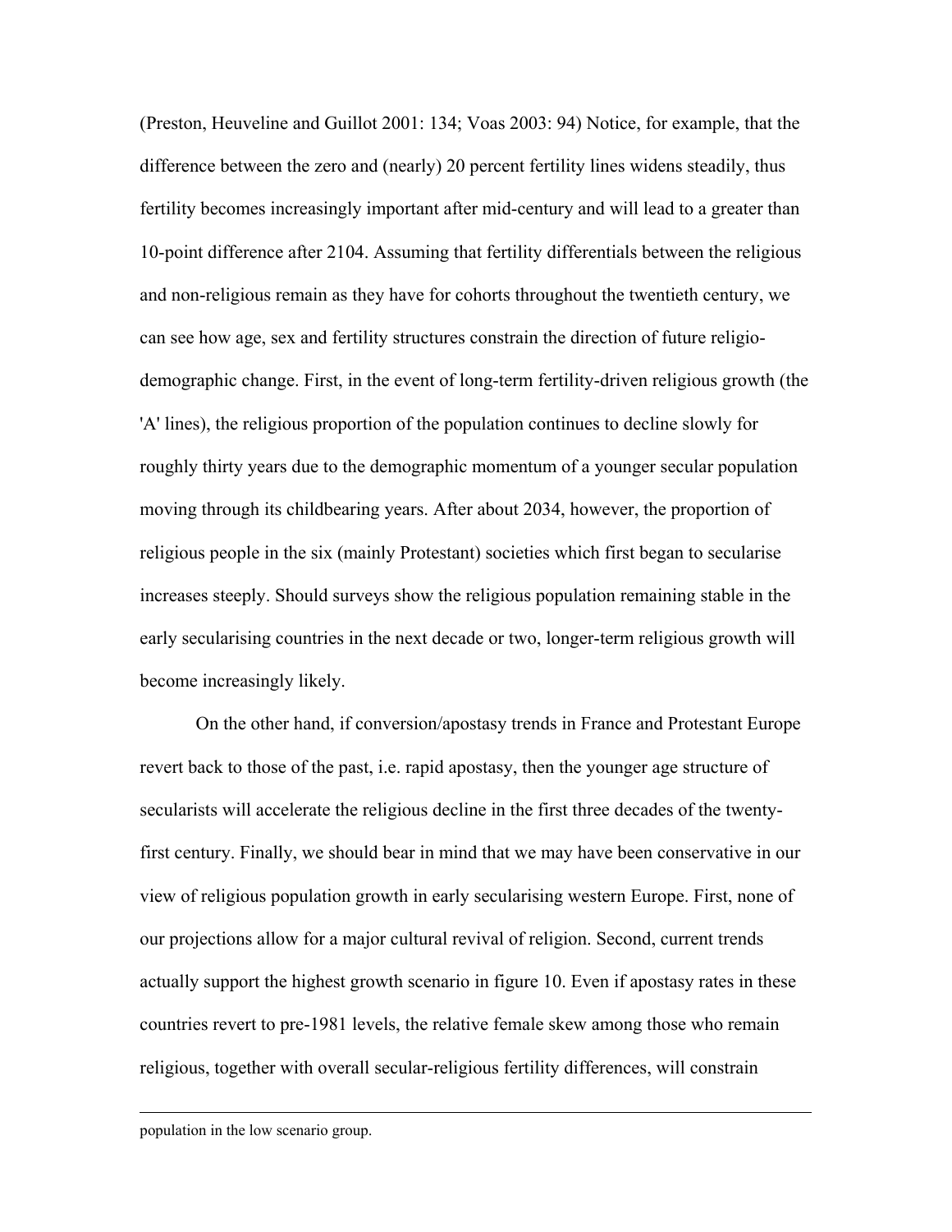(Preston, Heuveline and Guillot 2001: 134; Voas 2003: 94) Notice, for example, that the difference between the zero and (nearly) 20 percent fertility lines widens steadily, thus fertility becomes increasingly important after mid-century and will lead to a greater than 10-point difference after 2104. Assuming that fertility differentials between the religious and non-religious remain as they have for cohorts throughout the twentieth century, we can see how age, sex and fertility structures constrain the direction of future religio-demographic change. First, in the event of long-term fertility-driven religious growth (the 'A' lines), the religious proportion of the population continues to decline slowly for roughly thirty years due to the demographic momentum of a younger secular population moving through its childbearing years. After about 2034, however, the proportion of religious people in the six (mainly Protestant) societies which first began to secularise increases steeply. Should surveys show the religious population remaining stable in the early secularising countries in the next decade or two, longer-term religious growth will become increasingly likely.

On the other hand, if conversion/apostasy trends in France and Protestant Europe revert back to those of the past, i.e. rapid apostasy, then the younger age structure of secularists will accelerate the religious decline in the first three decades of the twenty-first century. Finally, we should bear in mind that we may have been conservative in our view of religious population growth in early secularising western Europe. First, none of our projections allow for a major cultural revival of religion. Second, current trends actually support the highest growth scenario in figure 10. Even if apostasy rates in these countries revert to pre-1981 levels, the relative female skew among those who remain religious, together with overall secular-religious fertility differences, will constrain

---

population in the low scenario group.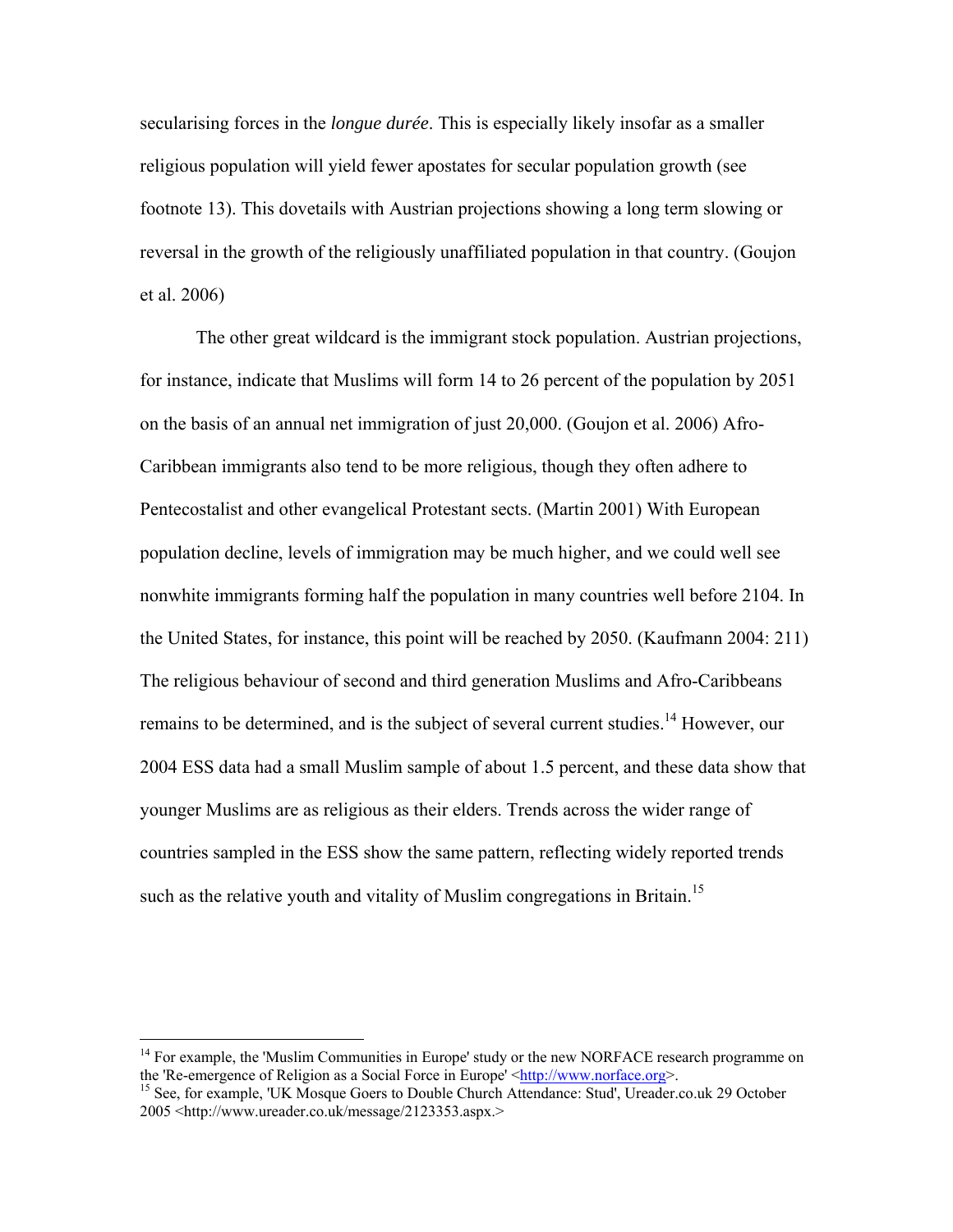secularising forces in the *longue durée*. This is especially likely insofar as a smaller religious population will yield fewer apostates for secular population growth (see footnote 13). This dovetails with Austrian projections showing a long term slowing or reversal in the growth of the religiously unaffiliated population in that country. (Goujon et al. 2006)

The other great wildcard is the immigrant stock population. Austrian projections, for instance, indicate that Muslims will form 14 to 26 percent of the population by 2051 on the basis of an annual net immigration of just 20,000. (Goujon et al. 2006) Afro-Caribbean immigrants also tend to be more religious, though they often adhere to Pentecostalist and other evangelical Protestant sects. (Martin 2001) With European population decline, levels of immigration may be much higher, and we could well see nonwhite immigrants forming half the population in many countries well before 2104. In the United States, for instance, this point will be reached by 2050. (Kaufmann 2004: 211) The religious behaviour of second and third generation Muslims and Afro-Caribbeans remains to be determined, and is the subject of several current studies.[14] However, our 2004 ESS data had a small Muslim sample of about 1.5 percent, and these data show that younger Muslims are as religious as their elders. Trends across the wider range of countries sampled in the ESS show the same pattern, reflecting widely reported trends such as the relative youth and vitality of Muslim congregations in Britain.[15]

---

[14] For example, the 'Muslim Communities in Europe' study or the new NORFACE research programme on the 'Re-emergence of Religion as a Social Force in Europe' <http://www.norface.org>.

[15] See, for example, 'UK Mosque Goers to Double Church Attendance: Stud', Ureader.co.uk 29 October 2005 <http://www.ureader.co.uk/message/2123353.aspx.>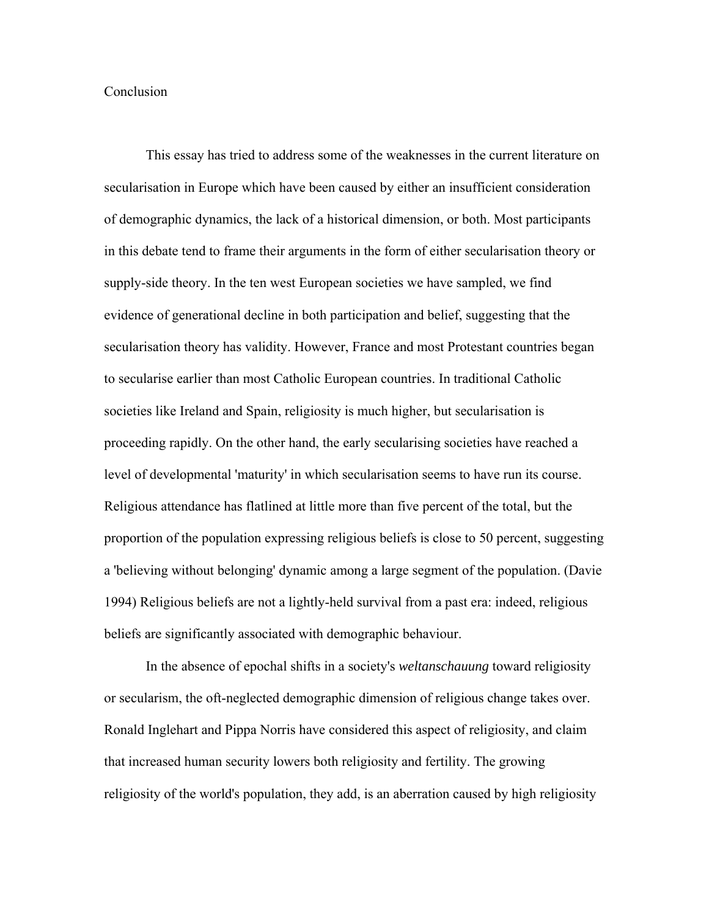## Conclusion

This essay has tried to address some of the weaknesses in the current literature on secularisation in Europe which have been caused by either an insufficient consideration of demographic dynamics, the lack of a historical dimension, or both. Most participants in this debate tend to frame their arguments in the form of either secularisation theory or supply-side theory. In the ten west European societies we have sampled, we find evidence of generational decline in both participation and belief, suggesting that the secularisation theory has validity. However, France and most Protestant countries began to secularise earlier than most Catholic European countries. In traditional Catholic societies like Ireland and Spain, religiosity is much higher, but secularisation is proceeding rapidly. On the other hand, the early secularising societies have reached a level of developmental 'maturity' in which secularisation seems to have run its course. Religious attendance has flatlined at little more than five percent of the total, but the proportion of the population expressing religious beliefs is close to 50 percent, suggesting a 'believing without belonging' dynamic among a large segment of the population. (Davie 1994) Religious beliefs are not a lightly-held survival from a past era: indeed, religious beliefs are significantly associated with demographic behaviour.

In the absence of epochal shifts in a society's *weltanschauung* toward religiosity or secularism, the oft-neglected demographic dimension of religious change takes over. Ronald Inglehart and Pippa Norris have considered this aspect of religiosity, and claim that increased human security lowers both religiosity and fertility. The growing religiosity of the world's population, they add, is an aberration caused by high religiosity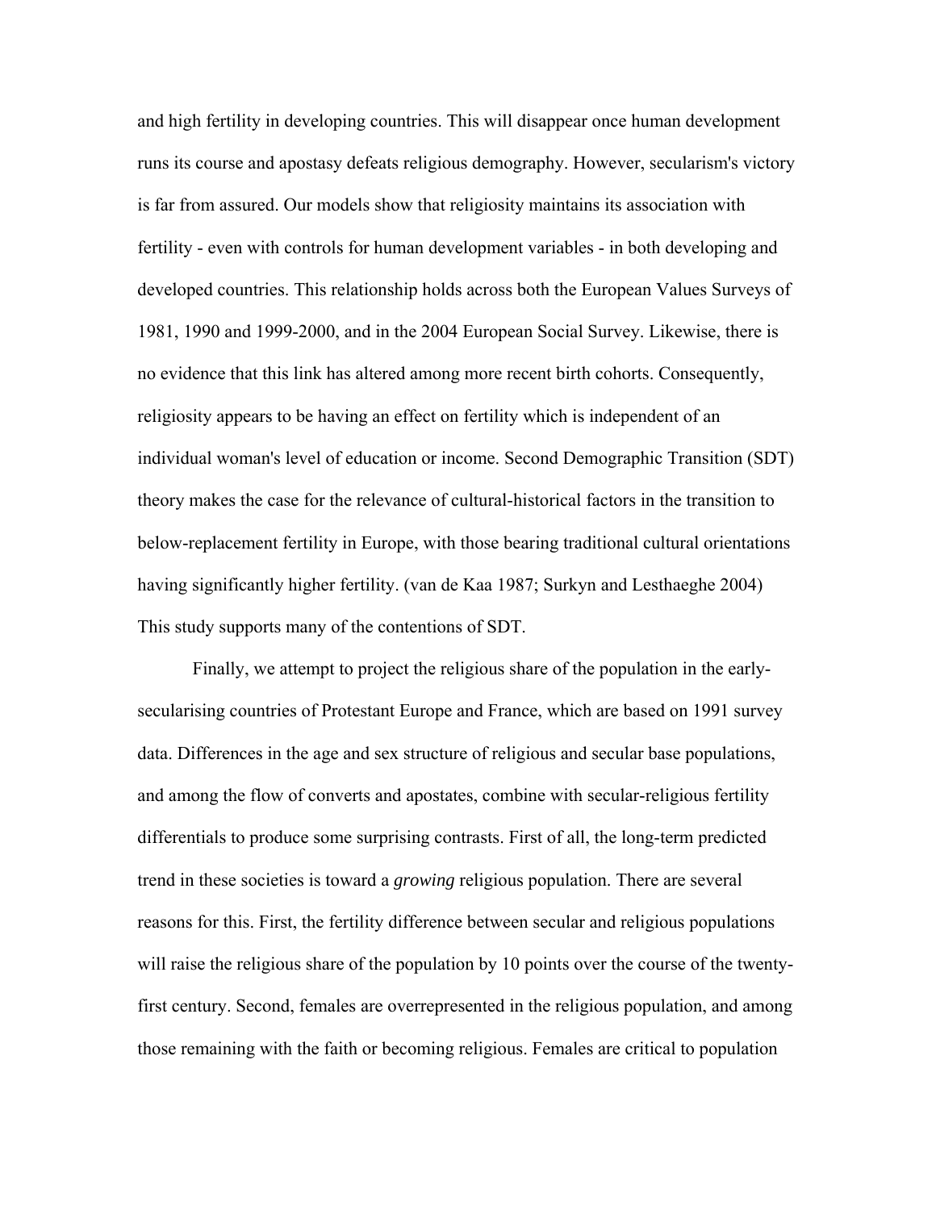and high fertility in developing countries. This will disappear once human development runs its course and apostasy defeats religious demography. However, secularism's victory is far from assured. Our models show that religiosity maintains its association with fertility - even with controls for human development variables - in both developing and developed countries. This relationship holds across both the European Values Surveys of 1981, 1990 and 1999-2000, and in the 2004 European Social Survey. Likewise, there is no evidence that this link has altered among more recent birth cohorts. Consequently, religiosity appears to be having an effect on fertility which is independent of an individual woman's level of education or income. Second Demographic Transition (SDT) theory makes the case for the relevance of cultural-historical factors in the transition to below-replacement fertility in Europe, with those bearing traditional cultural orientations having significantly higher fertility. (van de Kaa 1987; Surkyn and Lesthaeghe 2004) This study supports many of the contentions of SDT.

Finally, we attempt to project the religious share of the population in the early-secularising countries of Protestant Europe and France, which are based on 1991 survey data. Differences in the age and sex structure of religious and secular base populations, and among the flow of converts and apostates, combine with secular-religious fertility differentials to produce some surprising contrasts. First of all, the long-term predicted trend in these societies is toward a *growing* religious population. There are several reasons for this. First, the fertility difference between secular and religious populations will raise the religious share of the population by 10 points over the course of the twenty-first century. Second, females are overrepresented in the religious population, and among those remaining with the faith or becoming religious. Females are critical to population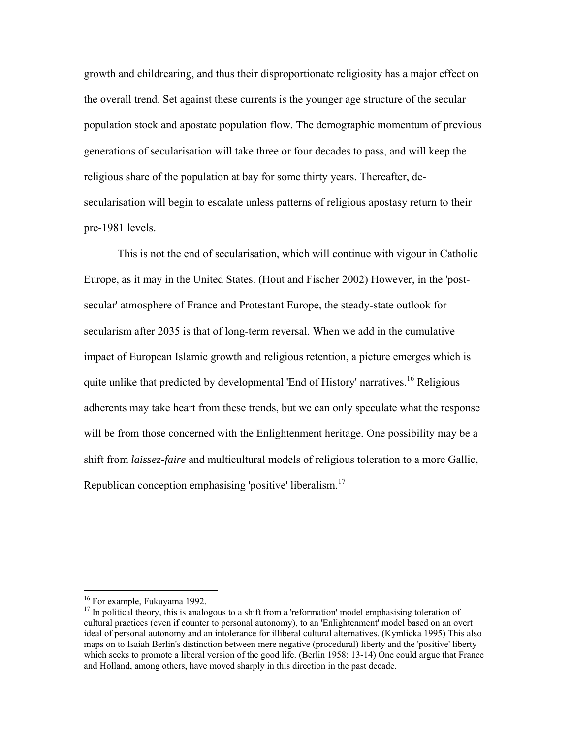growth and childrearing, and thus their disproportionate religiosity has a major effect on the overall trend. Set against these currents is the younger age structure of the secular population stock and apostate population flow. The demographic momentum of previous generations of secularisation will take three or four decades to pass, and will keep the religious share of the population at bay for some thirty years. Thereafter, de-secularisation will begin to escalate unless patterns of religious apostasy return to their pre-1981 levels.

This is not the end of secularisation, which will continue with vigour in Catholic Europe, as it may in the United States. (Hout and Fischer 2002) However, in the 'post-secular' atmosphere of France and Protestant Europe, the steady-state outlook for secularism after 2035 is that of long-term reversal. When we add in the cumulative impact of European Islamic growth and religious retention, a picture emerges which is quite unlike that predicted by developmental 'End of History' narratives.[16] Religious adherents may take heart from these trends, but we can only speculate what the response will be from those concerned with the Enlightenment heritage. One possibility may be a shift from *laissez-faire* and multicultural models of religious toleration to a more Gallic, Republican conception emphasising 'positive' liberalism.[17]

---

[16] For example, Fukuyama 1992.

[17] In political theory, this is analogous to a shift from a 'reformation' model emphasising toleration of cultural practices (even if counter to personal autonomy), to an 'Enlightenment' model based on an overt ideal of personal autonomy and an intolerance for illiberal cultural alternatives. (Kymlicka 1995) This also maps on to Isaiah Berlin's distinction between mere negative (procedural) liberty and the 'positive' liberty which seeks to promote a liberal version of the good life. (Berlin 1958: 13-14) One could argue that France and Holland, among others, have moved sharply in this direction in the past decade.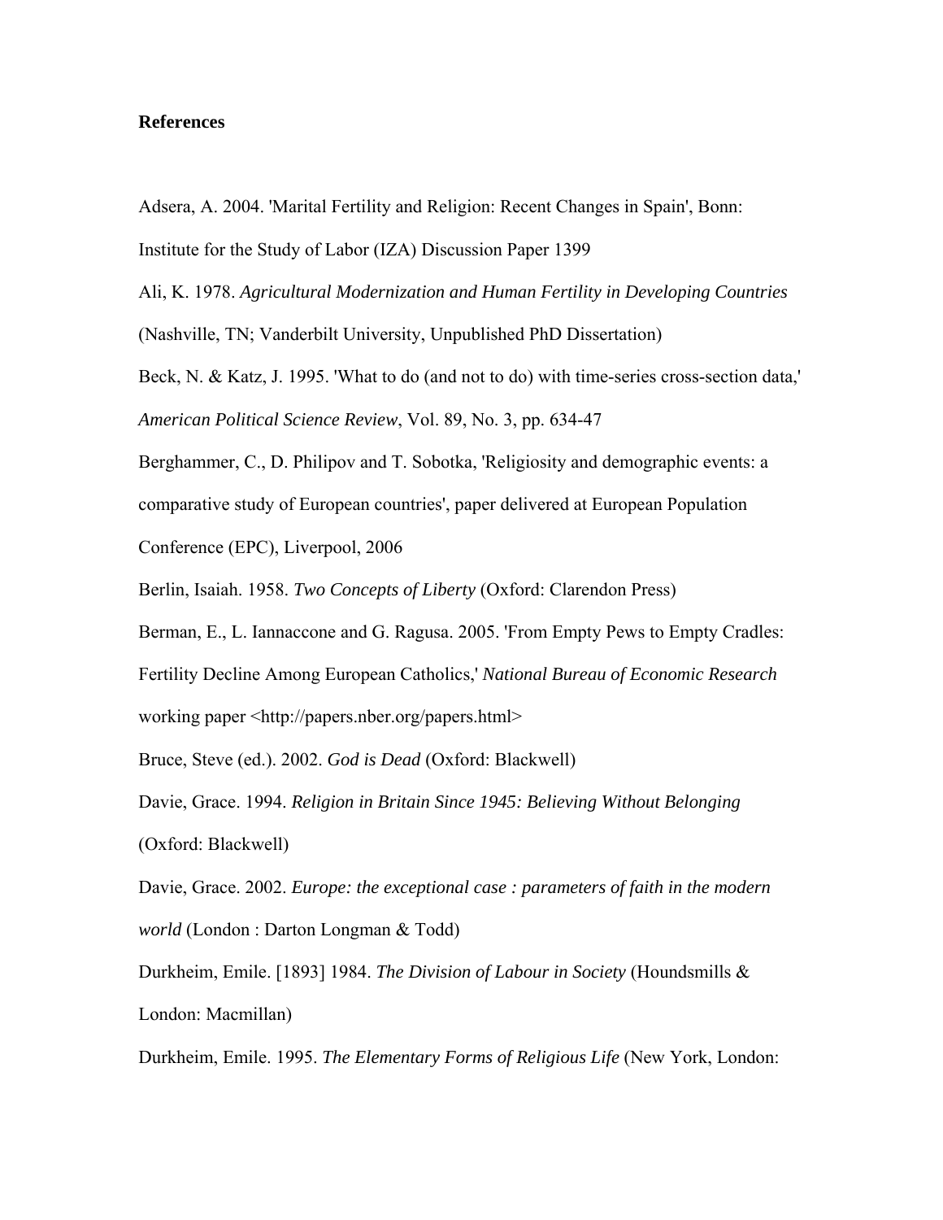**References**

Adsera, A. 2004. 'Marital Fertility and Religion: Recent Changes in Spain', Bonn: Institute for the Study of Labor (IZA) Discussion Paper 1399

Ali, K. 1978. *Agricultural Modernization and Human Fertility in Developing Countries* (Nashville, TN; Vanderbilt University, Unpublished PhD Dissertation)

Beck, N. & Katz, J. 1995. 'What to do (and not to do) with time-series cross-section data,' *American Political Science Review*, Vol. 89, No. 3, pp. 634-47

Berghammer, C., D. Philipov and T. Sobotka, 'Religiosity and demographic events: a comparative study of European countries', paper delivered at European Population Conference (EPC), Liverpool, 2006

Berlin, Isaiah. 1958. *Two Concepts of Liberty* (Oxford: Clarendon Press)

Berman, E., L. Iannaccone and G. Ragusa. 2005. 'From Empty Pews to Empty Cradles: Fertility Decline Among European Catholics,' *National Bureau of Economic Research* working paper <http://papers.nber.org/papers.html>

Bruce, Steve (ed.). 2002. *God is Dead* (Oxford: Blackwell)

Davie, Grace. 1994. *Religion in Britain Since 1945: Believing Without Belonging* (Oxford: Blackwell)

Davie, Grace. 2002. *Europe: the exceptional case : parameters of faith in the modern world* (London : Darton Longman & Todd)

Durkheim, Emile. [1893] 1984. *The Division of Labour in Society* (Houndsmills & London: Macmillan)

Durkheim, Emile. 1995. *The Elementary Forms of Religious Life* (New York, London: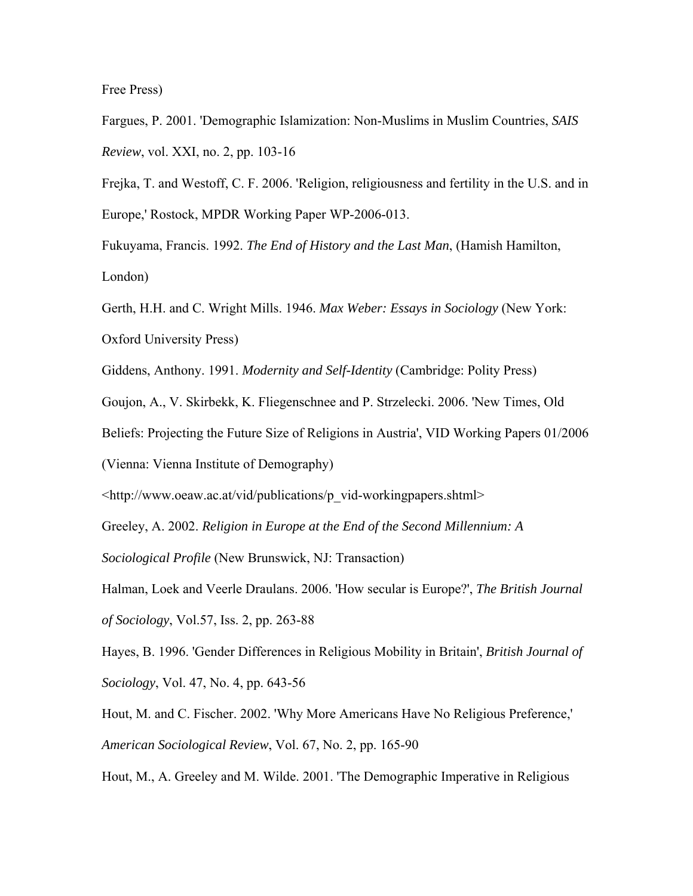Free Press)

Fargues, P. 2001. 'Demographic Islamization: Non-Muslims in Muslim Countries, *SAIS Review*, vol. XXI, no. 2, pp. 103-16

Frejka, T. and Westoff, C. F. 2006. 'Religion, religiousness and fertility in the U.S. and in Europe,' Rostock, MPDR Working Paper WP-2006-013.

Fukuyama, Francis. 1992. *The End of History and the Last Man*, (Hamish Hamilton, London)

Gerth, H.H. and C. Wright Mills. 1946. *Max Weber: Essays in Sociology* (New York: Oxford University Press)

Giddens, Anthony. 1991. *Modernity and Self-Identity* (Cambridge: Polity Press)

Goujon, A., V. Skirbekk, K. Fliegenschnee and P. Strzelecki. 2006. 'New Times, Old Beliefs: Projecting the Future Size of Religions in Austria', VID Working Papers 01/2006 (Vienna: Vienna Institute of Demography) <http://www.oeaw.ac.at/vid/publications/p_vid-workingpapers.shtml>

Greeley, A. 2002. *Religion in Europe at the End of the Second Millennium: A Sociological Profile* (New Brunswick, NJ: Transaction)

Halman, Loek and Veerle Draulans. 2006. 'How secular is Europe?', *The British Journal of Sociology*, Vol.57, Iss. 2, pp. 263-88

Hayes, B. 1996. 'Gender Differences in Religious Mobility in Britain', *British Journal of Sociology*, Vol. 47, No. 4, pp. 643-56

Hout, M. and C. Fischer. 2002. 'Why More Americans Have No Religious Preference,' *American Sociological Review*, Vol. 67, No. 2, pp. 165-90

Hout, M., A. Greeley and M. Wilde. 2001. 'The Demographic Imperative in Religious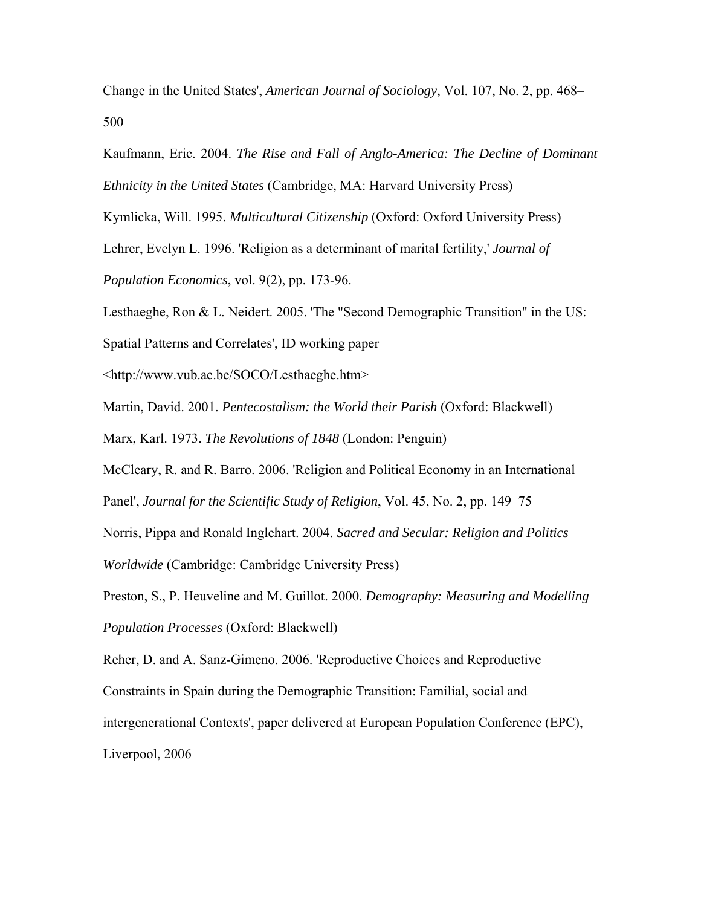Change in the United States', *American Journal of Sociology*, Vol. 107, No. 2, pp. 468–500

Kaufmann, Eric. 2004. *The Rise and Fall of Anglo-America: The Decline of Dominant Ethnicity in the United States* (Cambridge, MA: Harvard University Press)

Kymlicka, Will. 1995. *Multicultural Citizenship* (Oxford: Oxford University Press)

Lehrer, Evelyn L. 1996. 'Religion as a determinant of marital fertility,' *Journal of Population Economics*, vol. 9(2), pp. 173-96.

Lesthaeghe, Ron & L. Neidert. 2005. 'The "Second Demographic Transition" in the US: Spatial Patterns and Correlates', ID working paper <http://www.vub.ac.be/SOCO/Lesthaeghe.htm>

Martin, David. 2001. *Pentecostalism: the World their Parish* (Oxford: Blackwell)

Marx, Karl. 1973. *The Revolutions of 1848* (London: Penguin)

McCleary, R. and R. Barro. 2006. 'Religion and Political Economy in an International Panel', *Journal for the Scientific Study of Religion*, Vol. 45, No. 2, pp. 149–75

Norris, Pippa and Ronald Inglehart. 2004. *Sacred and Secular: Religion and Politics Worldwide* (Cambridge: Cambridge University Press)

Preston, S., P. Heuveline and M. Guillot. 2000. *Demography: Measuring and Modelling Population Processes* (Oxford: Blackwell)

Reher, D. and A. Sanz-Gimeno. 2006. 'Reproductive Choices and Reproductive Constraints in Spain during the Demographic Transition: Familial, social and intergenerational Contexts', paper delivered at European Population Conference (EPC), Liverpool, 2006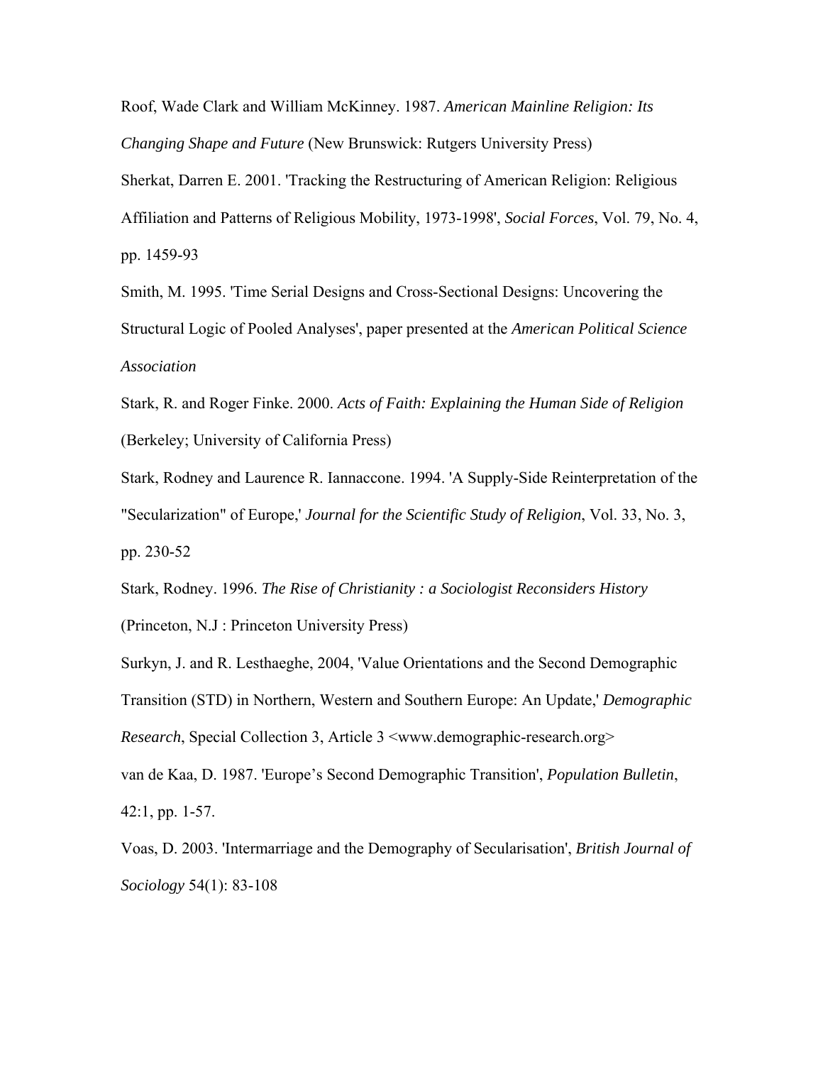Roof, Wade Clark and William McKinney. 1987. *American Mainline Religion: Its Changing Shape and Future* (New Brunswick: Rutgers University Press)

Sherkat, Darren E. 2001. 'Tracking the Restructuring of American Religion: Religious Affiliation and Patterns of Religious Mobility, 1973-1998', *Social Forces*, Vol. 79, No. 4, pp. 1459-93

Smith, M. 1995. 'Time Serial Designs and Cross-Sectional Designs: Uncovering the Structural Logic of Pooled Analyses', paper presented at the *American Political Science Association*

Stark, R. and Roger Finke. 2000. *Acts of Faith: Explaining the Human Side of Religion* (Berkeley; University of California Press)

Stark, Rodney and Laurence R. Iannaccone. 1994. 'A Supply-Side Reinterpretation of the "Secularization" of Europe,' *Journal for the Scientific Study of Religion*, Vol. 33, No. 3, pp. 230-52

Stark, Rodney. 1996. *The Rise of Christianity : a Sociologist Reconsiders History* (Princeton, N.J : Princeton University Press)

Surkyn, J. and R. Lesthaeghe, 2004, 'Value Orientations and the Second Demographic Transition (STD) in Northern, Western and Southern Europe: An Update,' *Demographic Research*, Special Collection 3, Article 3 <www.demographic-research.org>

van de Kaa, D. 1987. 'Europe's Second Demographic Transition', *Population Bulletin*, 42:1, pp. 1-57.

Voas, D. 2003. 'Intermarriage and the Demography of Secularisation', *British Journal of Sociology* 54(1): 83-108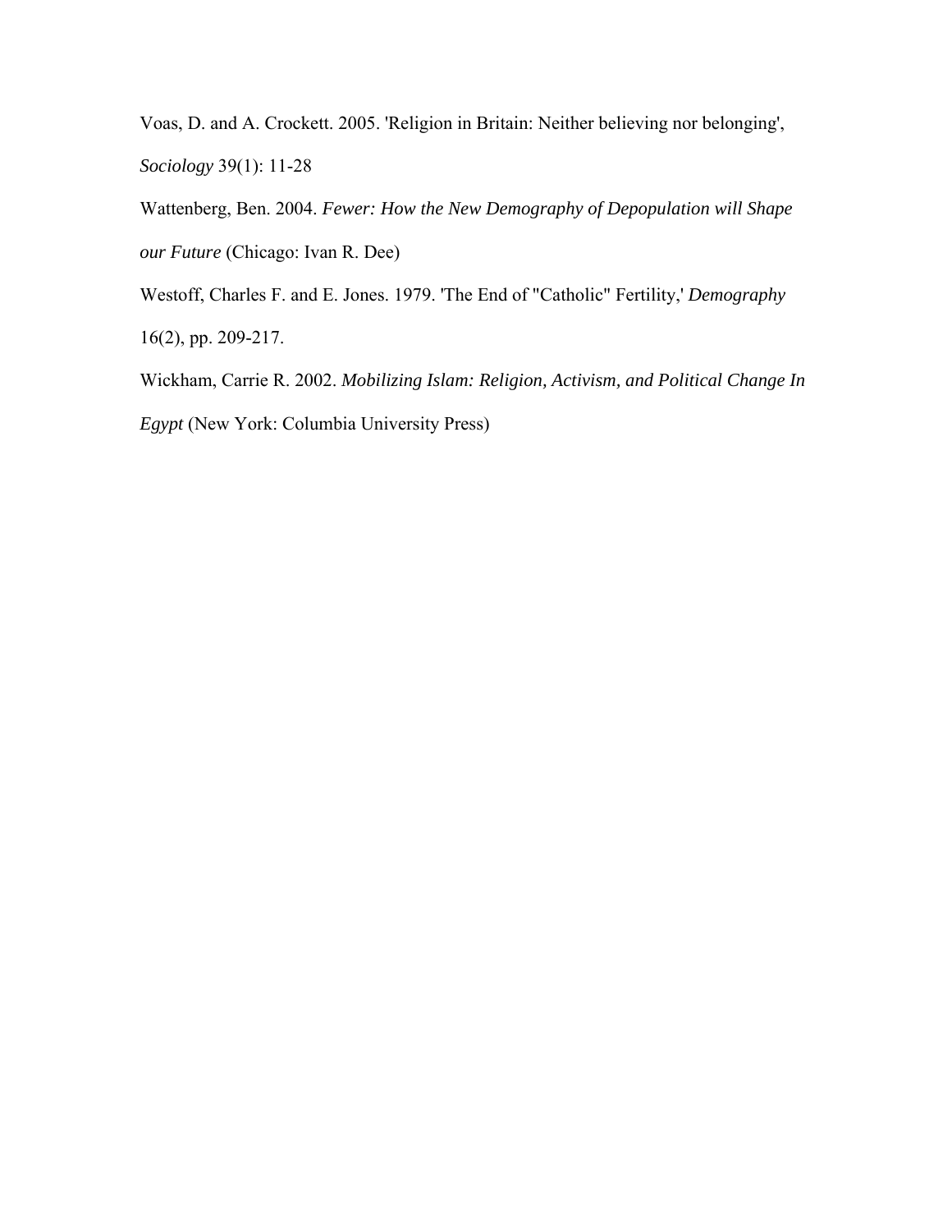Voas, D. and A. Crockett. 2005. 'Religion in Britain: Neither believing nor belonging', *Sociology* 39(1): 11-28

Wattenberg, Ben. 2004. *Fewer: How the New Demography of Depopulation will Shape our Future* (Chicago: Ivan R. Dee)

Westoff, Charles F. and E. Jones. 1979. 'The End of "Catholic" Fertility,' *Demography* 16(2), pp. 209-217.

Wickham, Carrie R. 2002. *Mobilizing Islam: Religion, Activism, and Political Change In Egypt* (New York: Columbia University Press)